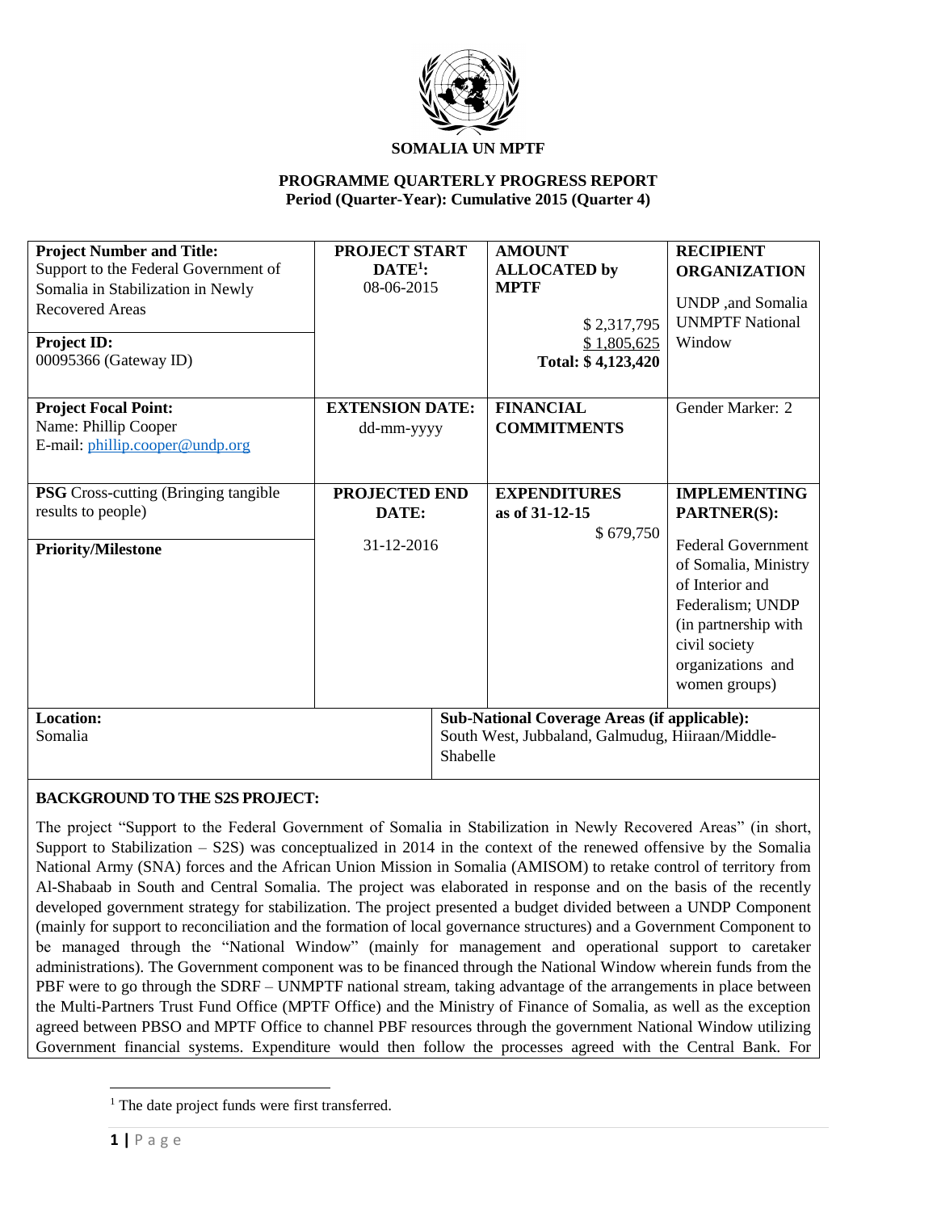**SOMALIA UN MPTF**

**PROGRAMME QUARTERLY PROGRESS REPORT**
**Period (Quarter-Year): Cumulative 2015 (Quarter 4)**

| **Project Number and Title:** Support to the Federal Government of Somalia in Stabilization in Newly Recovered Areas<br><br>**Project ID:** 00095366 (Gateway ID) | **PROJECT START DATE**[1]**:** 08-06-2015 | **AMOUNT ALLOCATED by MPTF**<br>$ 2,317,795<br>$ 1,805,625<br>**Total: $ 4,123,420** | **RECIPIENT ORGANIZATION**<br>UNDP ,and Somalia UNMPTF National Window |
|---|---|---|---|
| **Project Focal Point:**<br>Name: Phillip Cooper<br>E-mail: phillip.cooper@undp.org | **EXTENSION DATE:** dd-mm-yyyy | **FINANCIAL COMMITMENTS** | Gender Marker: 2 |
| **PSG** Cross-cutting (Bringing tangible results to people)<br><br>**Priority/Milestone** | **PROJECTED END DATE:** 31-12-2016 | **EXPENDITURES as of 31-12-15**<br>$ 679,750 | **IMPLEMENTING PARTNER(S):**<br>Federal Government of Somalia, Ministry of Interior and Federalism; UNDP (in partnership with civil society organizations and women groups) |
| **Location:** Somalia | | **Sub-National Coverage Areas (if applicable):** South West, Jubbaland, Galmudug, Hiiraan/Middle-Shabelle | |

**BACKGROUND TO THE S2S PROJECT:**

The project "Support to the Federal Government of Somalia in Stabilization in Newly Recovered Areas" (in short, Support to Stabilization – S2S) was conceptualized in 2014 in the context of the renewed offensive by the Somalia National Army (SNA) forces and the African Union Mission in Somalia (AMISOM) to retake control of territory from Al-Shabaab in South and Central Somalia. The project was elaborated in response and on the basis of the recently developed government strategy for stabilization. The project presented a budget divided between a UNDP Component (mainly for support to reconciliation and the formation of local governance structures) and a Government Component to be managed through the "National Window" (mainly for management and operational support to caretaker administrations). The Government component was to be financed through the National Window wherein funds from the PBF were to go through the SDRF – UNMPTF national stream, taking advantage of the arrangements in place between the Multi-Partners Trust Fund Office (MPTF Office) and the Ministry of Finance of Somalia, as well as the exception agreed between PBSO and MPTF Office to channel PBF resources through the government National Window utilizing Government financial systems. Expenditure would then follow the processes agreed with the Central Bank. For

[1] The date project funds were first transferred.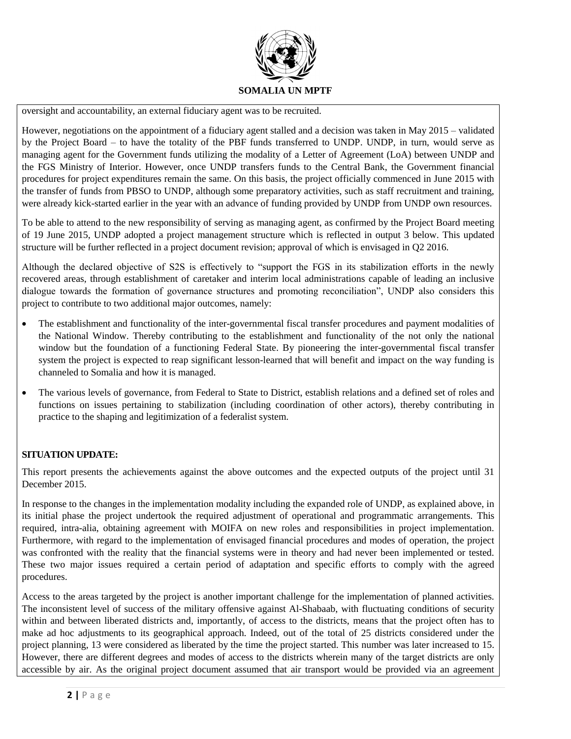oversight and accountability, an external fiduciary agent was to be recruited.

However, negotiations on the appointment of a fiduciary agent stalled and a decision was taken in May 2015 – validated by the Project Board – to have the totality of the PBF funds transferred to UNDP. UNDP, in turn, would serve as managing agent for the Government funds utilizing the modality of a Letter of Agreement (LoA) between UNDP and the FGS Ministry of Interior. However, once UNDP transfers funds to the Central Bank, the Government financial procedures for project expenditures remain the same. On this basis, the project officially commenced in June 2015 with the transfer of funds from PBSO to UNDP, although some preparatory activities, such as staff recruitment and training, were already kick-started earlier in the year with an advance of funding provided by UNDP from UNDP own resources.

To be able to attend to the new responsibility of serving as managing agent, as confirmed by the Project Board meeting of 19 June 2015, UNDP adopted a project management structure which is reflected in output 3 below. This updated structure will be further reflected in a project document revision; approval of which is envisaged in Q2 2016.

Although the declared objective of S2S is effectively to "support the FGS in its stabilization efforts in the newly recovered areas, through establishment of caretaker and interim local administrations capable of leading an inclusive dialogue towards the formation of governance structures and promoting reconciliation", UNDP also considers this project to contribute to two additional major outcomes, namely:

- The establishment and functionality of the inter-governmental fiscal transfer procedures and payment modalities of the National Window. Thereby contributing to the establishment and functionality of the not only the national window but the foundation of a functioning Federal State. By pioneering the inter-governmental fiscal transfer system the project is expected to reap significant lesson-learned that will benefit and impact on the way funding is channeled to Somalia and how it is managed.
- The various levels of governance, from Federal to State to District, establish relations and a defined set of roles and functions on issues pertaining to stabilization (including coordination of other actors), thereby contributing in practice to the shaping and legitimization of a federalist system.

**SITUATION UPDATE:**

This report presents the achievements against the above outcomes and the expected outputs of the project until 31 December 2015.

In response to the changes in the implementation modality including the expanded role of UNDP, as explained above, in its initial phase the project undertook the required adjustment of operational and programmatic arrangements. This required, intra-alia, obtaining agreement with MOIFA on new roles and responsibilities in project implementation. Furthermore, with regard to the implementation of envisaged financial procedures and modes of operation, the project was confronted with the reality that the financial systems were in theory and had never been implemented or tested. These two major issues required a certain period of adaptation and specific efforts to comply with the agreed procedures.

Access to the areas targeted by the project is another important challenge for the implementation of planned activities. The inconsistent level of success of the military offensive against Al-Shabaab, with fluctuating conditions of security within and between liberated districts and, importantly, of access to the districts, means that the project often has to make ad hoc adjustments to its geographical approach. Indeed, out of the total of 25 districts considered under the project planning, 13 were considered as liberated by the time the project started. This number was later increased to 15. However, there are different degrees and modes of access to the districts wherein many of the target districts are only accessible by air. As the original project document assumed that air transport would be provided via an agreement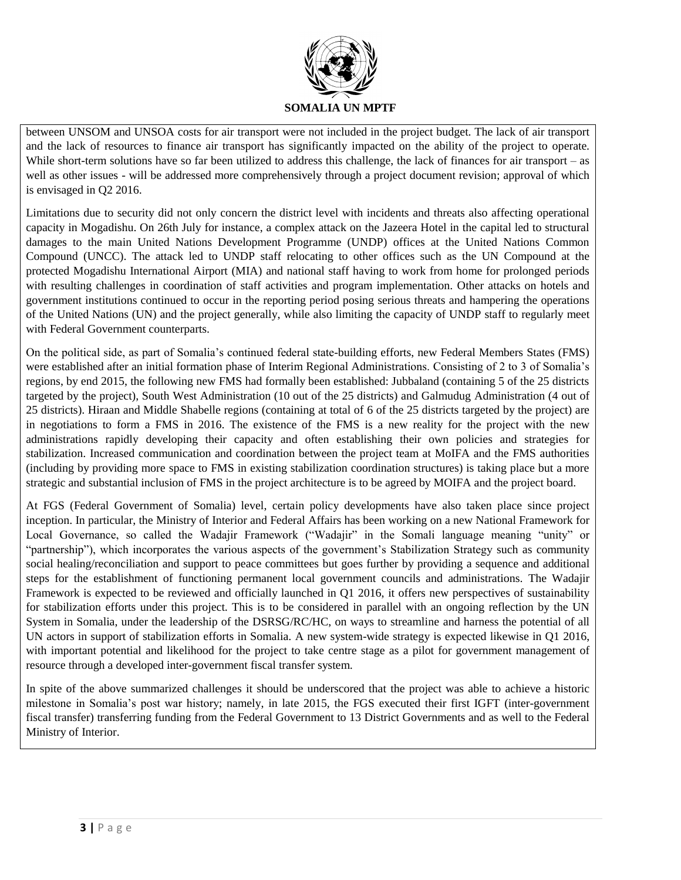between UNSOM and UNSOA costs for air transport were not included in the project budget. The lack of air transport and the lack of resources to finance air transport has significantly impacted on the ability of the project to operate. While short-term solutions have so far been utilized to address this challenge, the lack of finances for air transport – as well as other issues - will be addressed more comprehensively through a project document revision; approval of which is envisaged in Q2 2016.

Limitations due to security did not only concern the district level with incidents and threats also affecting operational capacity in Mogadishu. On 26th July for instance, a complex attack on the Jazeera Hotel in the capital led to structural damages to the main United Nations Development Programme (UNDP) offices at the United Nations Common Compound (UNCC). The attack led to UNDP staff relocating to other offices such as the UN Compound at the protected Mogadishu International Airport (MIA) and national staff having to work from home for prolonged periods with resulting challenges in coordination of staff activities and program implementation. Other attacks on hotels and government institutions continued to occur in the reporting period posing serious threats and hampering the operations of the United Nations (UN) and the project generally, while also limiting the capacity of UNDP staff to regularly meet with Federal Government counterparts.

On the political side, as part of Somalia's continued federal state-building efforts, new Federal Members States (FMS) were established after an initial formation phase of Interim Regional Administrations. Consisting of 2 to 3 of Somalia's regions, by end 2015, the following new FMS had formally been established: Jubbaland (containing 5 of the 25 districts targeted by the project), South West Administration (10 out of the 25 districts) and Galmudug Administration (4 out of 25 districts). Hiraan and Middle Shabelle regions (containing at total of 6 of the 25 districts targeted by the project) are in negotiations to form a FMS in 2016. The existence of the FMS is a new reality for the project with the new administrations rapidly developing their capacity and often establishing their own policies and strategies for stabilization. Increased communication and coordination between the project team at MoIFA and the FMS authorities (including by providing more space to FMS in existing stabilization coordination structures) is taking place but a more strategic and substantial inclusion of FMS in the project architecture is to be agreed by MOIFA and the project board.

At FGS (Federal Government of Somalia) level, certain policy developments have also taken place since project inception. In particular, the Ministry of Interior and Federal Affairs has been working on a new National Framework for Local Governance, so called the Wadajir Framework ("Wadajir" in the Somali language meaning "unity" or "partnership"), which incorporates the various aspects of the government's Stabilization Strategy such as community social healing/reconciliation and support to peace committees but goes further by providing a sequence and additional steps for the establishment of functioning permanent local government councils and administrations. The Wadajir Framework is expected to be reviewed and officially launched in Q1 2016, it offers new perspectives of sustainability for stabilization efforts under this project. This is to be considered in parallel with an ongoing reflection by the UN System in Somalia, under the leadership of the DSRSG/RC/HC, on ways to streamline and harness the potential of all UN actors in support of stabilization efforts in Somalia. A new system-wide strategy is expected likewise in Q1 2016, with important potential and likelihood for the project to take centre stage as a pilot for government management of resource through a developed inter-government fiscal transfer system.

In spite of the above summarized challenges it should be underscored that the project was able to achieve a historic milestone in Somalia's post war history; namely, in late 2015, the FGS executed their first IGFT (inter-government fiscal transfer) transferring funding from the Federal Government to 13 District Governments and as well to the Federal Ministry of Interior.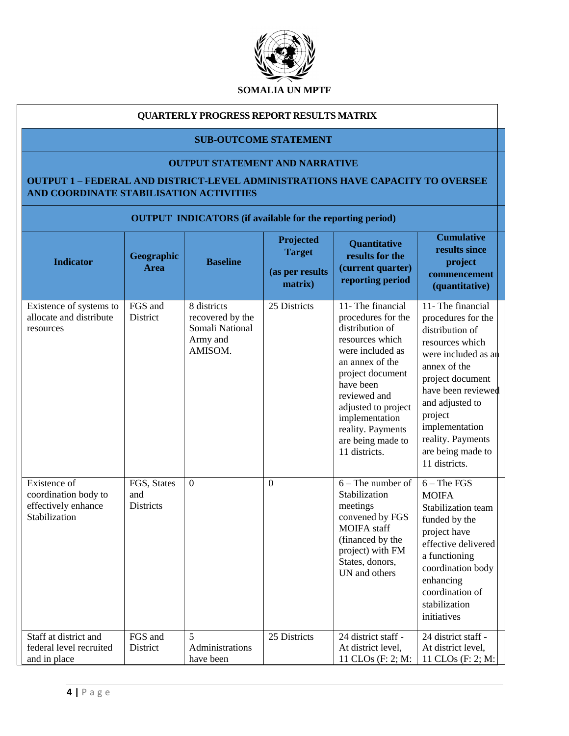**SOMALIA UN MPTF**

**QUARTERLY PROGRESS REPORT RESULTS MATRIX**

**SUB-OUTCOME STATEMENT**

**OUTPUT STATEMENT AND NARRATIVE**

**OUTPUT 1 – FEDERAL AND DISTRICT-LEVEL ADMINISTRATIONS HAVE CAPACITY TO OVERSEE AND COORDINATE STABILISATION ACTIVITIES**

**OUTPUT INDICATORS (if available for the reporting period)**

| Indicator | Geographic Area | Baseline | Projected Target (as per results matrix) | Quantitative results for the (current quarter) reporting period | Cumulative results since project commencement (quantitative) |
|---|---|---|---|---|---|
| Existence of systems to allocate and distribute resources | FGS and District | 8 districts recovered by the Somali National Army and AMISOM. | 25 Districts | 11- The financial procedures for the distribution of resources which were included as an annex of the project document have been reviewed and adjusted to project implementation reality. Payments are being made to 11 districts. | 11- The financial procedures for the distribution of resources which were included as an annex of the project document have been reviewed and adjusted to project implementation reality. Payments are being made to 11 districts. |
| Existence of coordination body to effectively enhance Stabilization | FGS, States and Districts | 0 | 0 | 6 – The number of Stabilization meetings convened by FGS MOIFA staff (financed by the project) with FM States, donors, UN and others | 6 – The FGS MOIFA Stabilization team funded by the project have effective delivered a functioning coordination body enhancing coordination of stabilization initiatives |
| Staff at district and federal level recruited and in place | FGS and District | 5 Administrations have been | 25 Districts | 24 district staff - At district level, 11 CLOs (F: 2; M: | 24 district staff - At district level, 11 CLOs (F: 2; M: |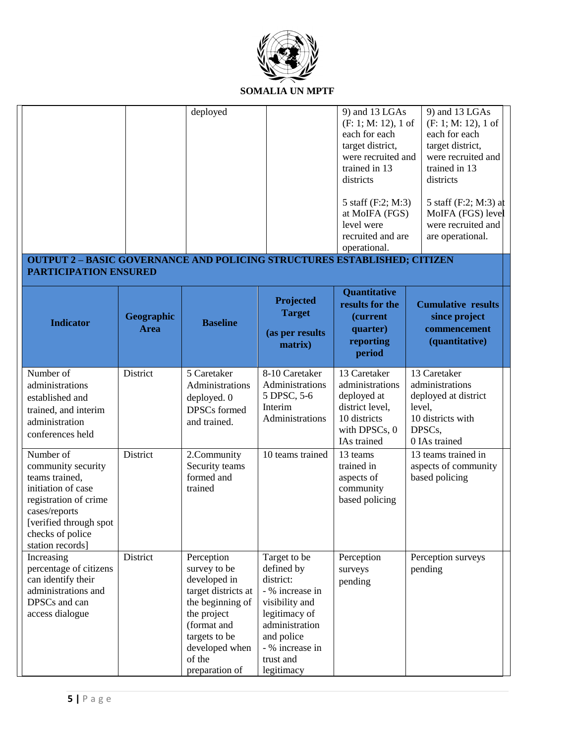|  |  | deployed |  | 9) and 13 LGAs (F: 1; M: 12), 1 of each for each target district, were recruited and trained in 13 districts<br><br>5 staff (F:2; M:3) at MoIFA (FGS) level were recruited and are operational. | 9) and 13 LGAs (F: 1; M: 12), 1 of each for each target district, were recruited and trained in 13 districts<br><br>5 staff (F:2; M:3) at MoIFA (FGS) level were recruited and are operational. |
|---|---|---|---|---|---|

**OUTPUT 2 – BASIC GOVERNANCE AND POLICING STRUCTURES ESTABLISHED; CITIZEN PARTICIPATION ENSURED**

| Indicator | Geographic Area | Baseline | Projected Target (as per results matrix) | Quantitative results for the (current quarter) reporting period | Cumulative results since project commencement (quantitative) |
|---|---|---|---|---|---|
| Number of administrations established and trained, and interim administration conferences held | District | 5 Caretaker Administrations deployed. 0 DPSCs formed and trained. | 8-10 Caretaker Administrations 5 DPSC, 5-6 Interim Administrations | 13 Caretaker administrations deployed at district level, 10 districts with DPSCs, 0 IAs trained | 13 Caretaker administrations deployed at district level,<br>10 districts with DPSCs,<br>0 IAs trained |
| Number of community security teams trained, initiation of case registration of crime cases/reports [verified through spot checks of police station records] | District | 2.Community Security teams formed and trained | 10 teams trained | 13 teams trained in aspects of community based policing | 13 teams trained in aspects of community based policing |
| Increasing percentage of citizens can identify their administrations and DPSCs and can access dialogue | District | Perception survey to be developed in target districts at the beginning of the project (format and targets to be developed when of the preparation of | Target to be defined by district:<br>- % increase in visibility and legitimacy of administration and police<br>- % increase in trust and legitimacy | Perception surveys pending | Perception surveys pending |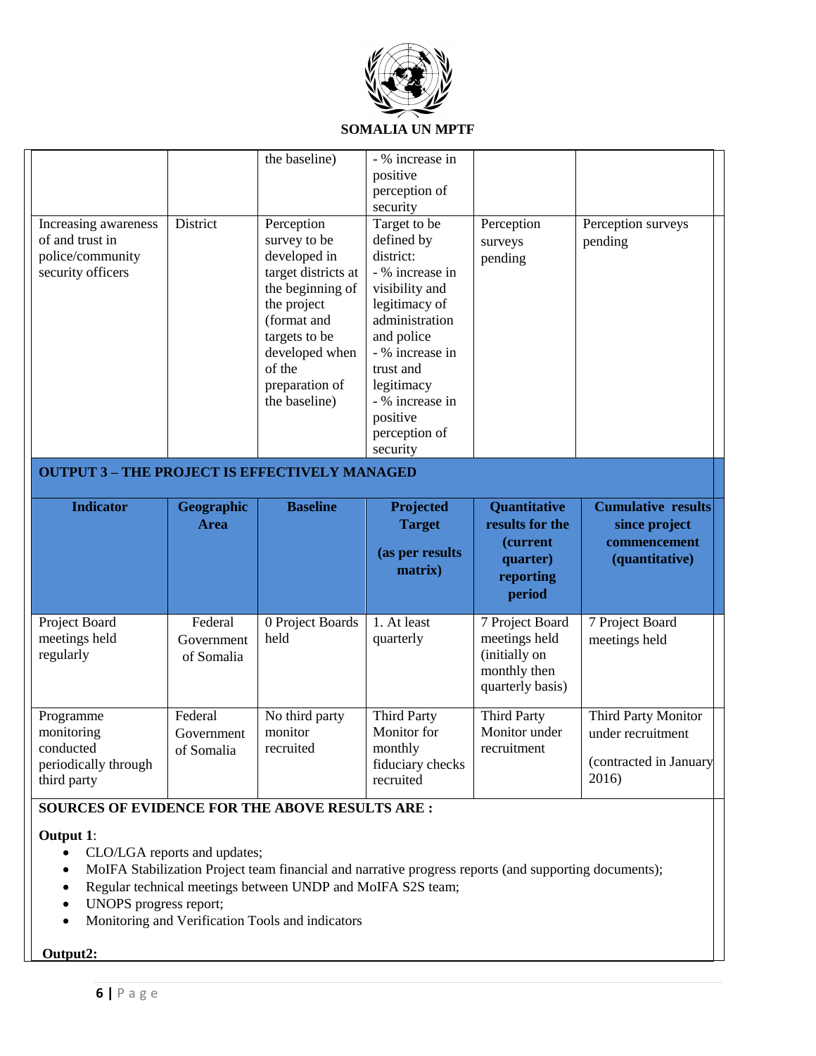| | | | | | |
|---|---|---|---|---|---|
| | | the baseline) | - % increase in positive perception of security | | |
| Increasing awareness of and trust in police/community security officers | District | Perception survey to be developed in target districts at the beginning of the project (format and targets to be developed when of the preparation of the baseline) | Target to be defined by district:<br>- % increase in visibility and legitimacy of administration and police<br>- % increase in trust and legitimacy<br>- % increase in positive perception of security | Perception surveys pending | Perception surveys pending |

**OUTPUT 3 – THE PROJECT IS EFFECTIVELY MANAGED**

| Indicator | Geographic Area | Baseline | Projected Target (as per results matrix) | Quantitative results for the (current quarter) reporting period | Cumulative results since project commencement (quantitative) |
|---|---|---|---|---|---|
| Project Board meetings held regularly | Federal Government of Somalia | 0 Project Boards held | 1. At least quarterly | 7 Project Board meetings held (initially on monthly then quarterly basis) | 7 Project Board meetings held |
| Programme monitoring conducted periodically through third party | Federal Government of Somalia | No third party monitor recruited | Third Party Monitor for monthly fiduciary checks recruited | Third Party Monitor under recruitment | Third Party Monitor under recruitment<br><br>(contracted in January 2016) |

**SOURCES OF EVIDENCE FOR THE ABOVE RESULTS ARE :**

**Output 1**:

- CLO/LGA reports and updates;
- MoIFA Stabilization Project team financial and narrative progress reports (and supporting documents);
- Regular technical meetings between UNDP and MoIFA S2S team;
- UNOPS progress report;
- Monitoring and Verification Tools and indicators

**Output2:**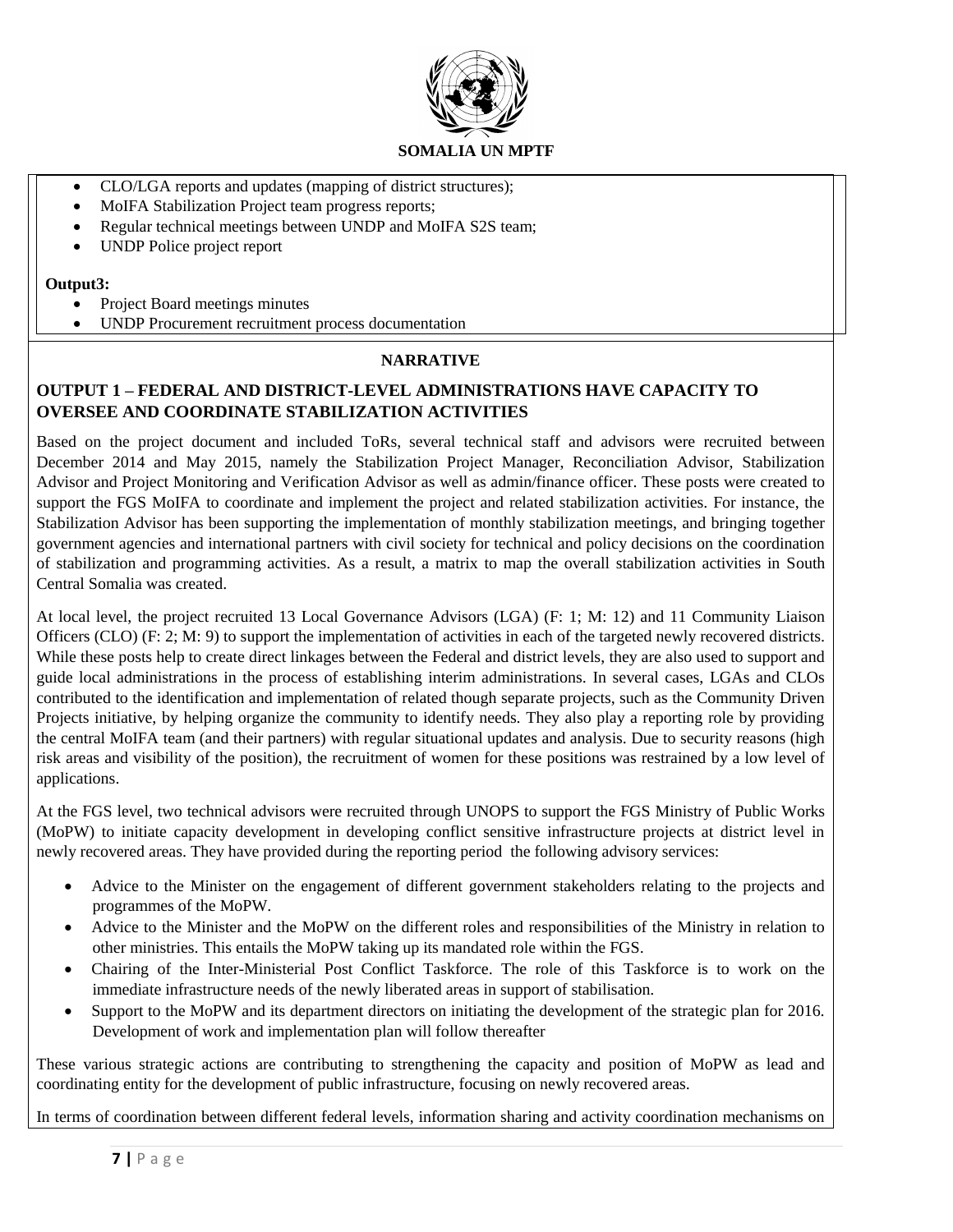- CLO/LGA reports and updates (mapping of district structures);
- MoIFA Stabilization Project team progress reports;
- Regular technical meetings between UNDP and MoIFA S2S team;
- UNDP Police project report

**Output3:**

- Project Board meetings minutes
- UNDP Procurement recruitment process documentation

## NARRATIVE

### OUTPUT 1 – FEDERAL AND DISTRICT-LEVEL ADMINISTRATIONS HAVE CAPACITY TO OVERSEE AND COORDINATE STABILIZATION ACTIVITIES

Based on the project document and included ToRs, several technical staff and advisors were recruited between December 2014 and May 2015, namely the Stabilization Project Manager, Reconciliation Advisor, Stabilization Advisor and Project Monitoring and Verification Advisor as well as admin/finance officer. These posts were created to support the FGS MoIFA to coordinate and implement the project and related stabilization activities. For instance, the Stabilization Advisor has been supporting the implementation of monthly stabilization meetings, and bringing together government agencies and international partners with civil society for technical and policy decisions on the coordination of stabilization and programming activities. As a result, a matrix to map the overall stabilization activities in South Central Somalia was created.

At local level, the project recruited 13 Local Governance Advisors (LGA) (F: 1; M: 12) and 11 Community Liaison Officers (CLO) (F: 2; M: 9) to support the implementation of activities in each of the targeted newly recovered districts. While these posts help to create direct linkages between the Federal and district levels, they are also used to support and guide local administrations in the process of establishing interim administrations. In several cases, LGAs and CLOs contributed to the identification and implementation of related though separate projects, such as the Community Driven Projects initiative, by helping organize the community to identify needs. They also play a reporting role by providing the central MoIFA team (and their partners) with regular situational updates and analysis. Due to security reasons (high risk areas and visibility of the position), the recruitment of women for these positions was restrained by a low level of applications.

At the FGS level, two technical advisors were recruited through UNOPS to support the FGS Ministry of Public Works (MoPW) to initiate capacity development in developing conflict sensitive infrastructure projects at district level in newly recovered areas. They have provided during the reporting period the following advisory services:

- Advice to the Minister on the engagement of different government stakeholders relating to the projects and programmes of the MoPW.
- Advice to the Minister and the MoPW on the different roles and responsibilities of the Ministry in relation to other ministries. This entails the MoPW taking up its mandated role within the FGS.
- Chairing of the Inter-Ministerial Post Conflict Taskforce. The role of this Taskforce is to work on the immediate infrastructure needs of the newly liberated areas in support of stabilisation.
- Support to the MoPW and its department directors on initiating the development of the strategic plan for 2016. Development of work and implementation plan will follow thereafter

These various strategic actions are contributing to strengthening the capacity and position of MoPW as lead and coordinating entity for the development of public infrastructure, focusing on newly recovered areas.

In terms of coordination between different federal levels, information sharing and activity coordination mechanisms on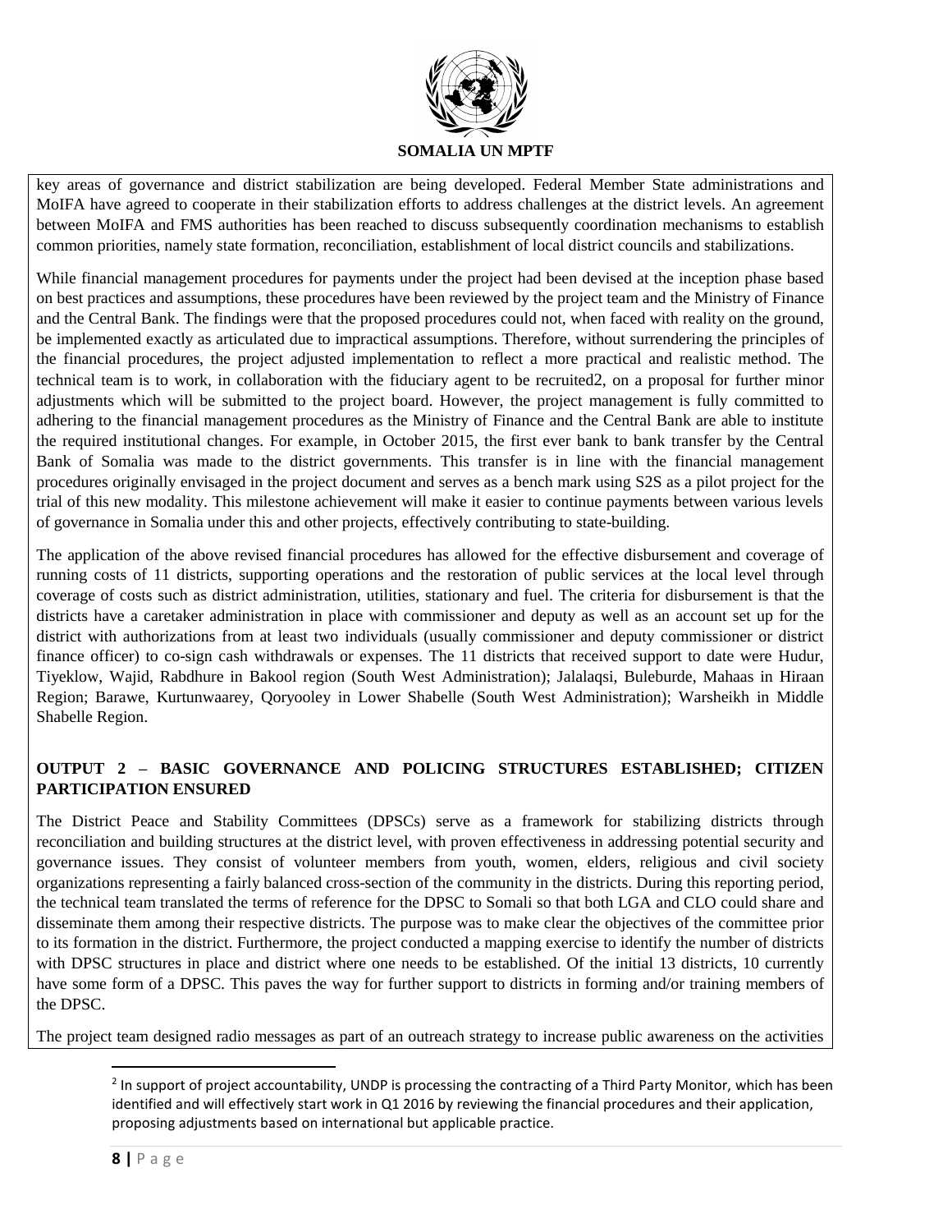key areas of governance and district stabilization are being developed. Federal Member State administrations and MoIFA have agreed to cooperate in their stabilization efforts to address challenges at the district levels. An agreement between MoIFA and FMS authorities has been reached to discuss subsequently coordination mechanisms to establish common priorities, namely state formation, reconciliation, establishment of local district councils and stabilizations.

While financial management procedures for payments under the project had been devised at the inception phase based on best practices and assumptions, these procedures have been reviewed by the project team and the Ministry of Finance and the Central Bank. The findings were that the proposed procedures could not, when faced with reality on the ground, be implemented exactly as articulated due to impractical assumptions. Therefore, without surrendering the principles of the financial procedures, the project adjusted implementation to reflect a more practical and realistic method. The technical team is to work, in collaboration with the fiduciary agent to be recruited[2], on a proposal for further minor adjustments which will be submitted to the project board. However, the project management is fully committed to adhering to the financial management procedures as the Ministry of Finance and the Central Bank are able to institute the required institutional changes. For example, in October 2015, the first ever bank to bank transfer by the Central Bank of Somalia was made to the district governments. This transfer is in line with the financial management procedures originally envisaged in the project document and serves as a bench mark using S2S as a pilot project for the trial of this new modality. This milestone achievement will make it easier to continue payments between various levels of governance in Somalia under this and other projects, effectively contributing to state-building.

The application of the above revised financial procedures has allowed for the effective disbursement and coverage of running costs of 11 districts, supporting operations and the restoration of public services at the local level through coverage of costs such as district administration, utilities, stationary and fuel. The criteria for disbursement is that the districts have a caretaker administration in place with commissioner and deputy as well as an account set up for the district with authorizations from at least two individuals (usually commissioner and deputy commissioner or district finance officer) to co-sign cash withdrawals or expenses. The 11 districts that received support to date were Hudur, Tiyeklow, Wajid, Rabdhure in Bakool region (South West Administration); Jalalaqsi, Buleburde, Mahaas in Hiraan Region; Barawe, Kurtunwaarey, Qoryooley in Lower Shabelle (South West Administration); Warsheikh in Middle Shabelle Region.

**OUTPUT 2 – BASIC GOVERNANCE AND POLICING STRUCTURES ESTABLISHED; CITIZEN PARTICIPATION ENSURED**

The District Peace and Stability Committees (DPSCs) serve as a framework for stabilizing districts through reconciliation and building structures at the district level, with proven effectiveness in addressing potential security and governance issues. They consist of volunteer members from youth, women, elders, religious and civil society organizations representing a fairly balanced cross-section of the community in the districts. During this reporting period, the technical team translated the terms of reference for the DPSC to Somali so that both LGA and CLO could share and disseminate them among their respective districts. The purpose was to make clear the objectives of the committee prior to its formation in the district. Furthermore, the project conducted a mapping exercise to identify the number of districts with DPSC structures in place and district where one needs to be established. Of the initial 13 districts, 10 currently have some form of a DPSC. This paves the way for further support to districts in forming and/or training members of the DPSC.

The project team designed radio messages as part of an outreach strategy to increase public awareness on the activities

[2] In support of project accountability, UNDP is processing the contracting of a Third Party Monitor, which has been identified and will effectively start work in Q1 2016 by reviewing the financial procedures and their application, proposing adjustments based on international but applicable practice.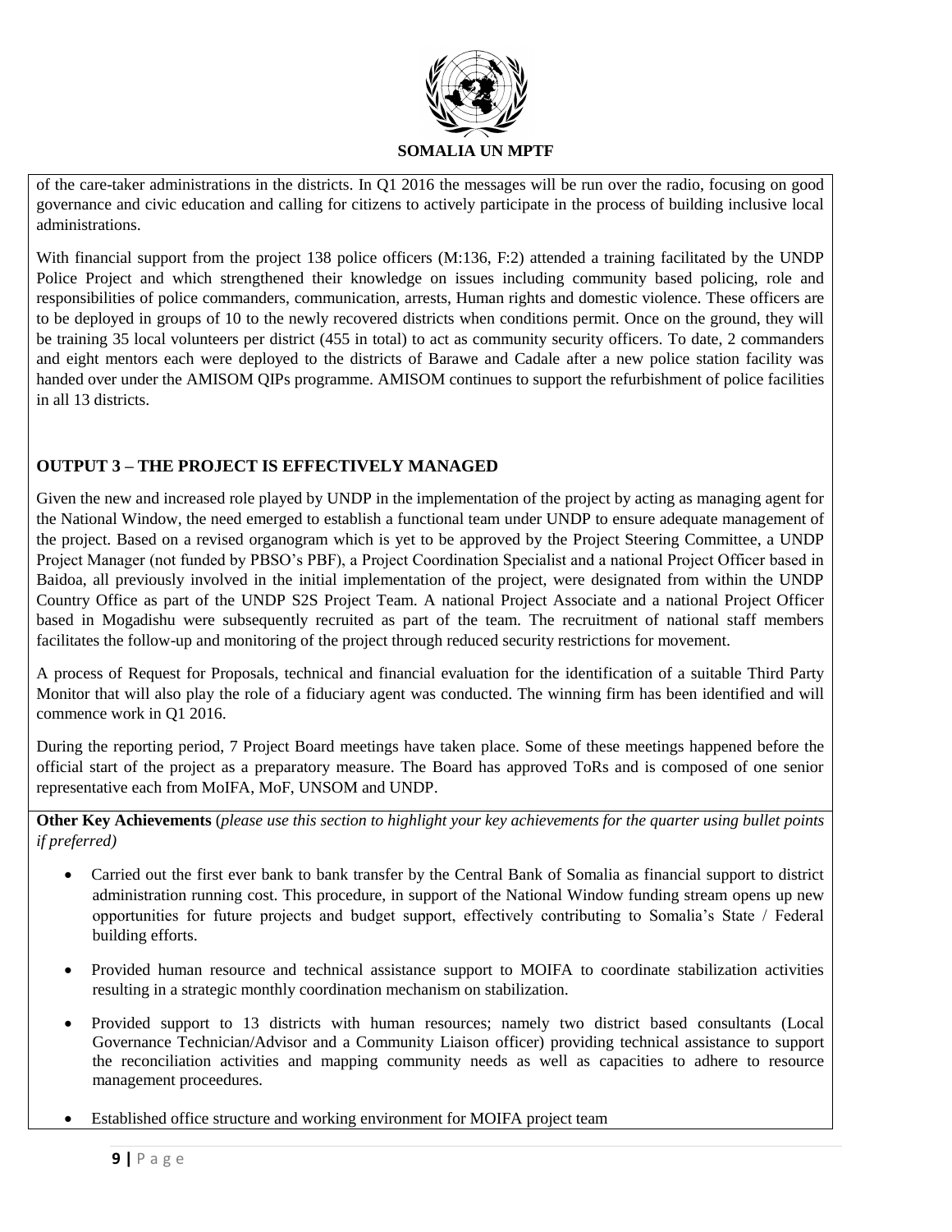of the care-taker administrations in the districts. In Q1 2016 the messages will be run over the radio, focusing on good governance and civic education and calling for citizens to actively participate in the process of building inclusive local administrations.

With financial support from the project 138 police officers (M:136, F:2) attended a training facilitated by the UNDP Police Project and which strengthened their knowledge on issues including community based policing, role and responsibilities of police commanders, communication, arrests, Human rights and domestic violence. These officers are to be deployed in groups of 10 to the newly recovered districts when conditions permit. Once on the ground, they will be training 35 local volunteers per district (455 in total) to act as community security officers. To date, 2 commanders and eight mentors each were deployed to the districts of Barawe and Cadale after a new police station facility was handed over under the AMISOM QIPs programme. AMISOM continues to support the refurbishment of police facilities in all 13 districts.

## OUTPUT 3 – THE PROJECT IS EFFECTIVELY MANAGED

Given the new and increased role played by UNDP in the implementation of the project by acting as managing agent for the National Window, the need emerged to establish a functional team under UNDP to ensure adequate management of the project. Based on a revised organogram which is yet to be approved by the Project Steering Committee, a UNDP Project Manager (not funded by PBSO's PBF), a Project Coordination Specialist and a national Project Officer based in Baidoa, all previously involved in the initial implementation of the project, were designated from within the UNDP Country Office as part of the UNDP S2S Project Team. A national Project Associate and a national Project Officer based in Mogadishu were subsequently recruited as part of the team. The recruitment of national staff members facilitates the follow-up and monitoring of the project through reduced security restrictions for movement.

A process of Request for Proposals, technical and financial evaluation for the identification of a suitable Third Party Monitor that will also play the role of a fiduciary agent was conducted. The winning firm has been identified and will commence work in Q1 2016.

During the reporting period, 7 Project Board meetings have taken place. Some of these meetings happened before the official start of the project as a preparatory measure. The Board has approved ToRs and is composed of one senior representative each from MoIFA, MoF, UNSOM and UNDP.

**Other Key Achievements** (*please use this section to highlight your key achievements for the quarter using bullet points if preferred)*

- Carried out the first ever bank to bank transfer by the Central Bank of Somalia as financial support to district administration running cost. This procedure, in support of the National Window funding stream opens up new opportunities for future projects and budget support, effectively contributing to Somalia's State / Federal building efforts.
- Provided human resource and technical assistance support to MOIFA to coordinate stabilization activities resulting in a strategic monthly coordination mechanism on stabilization.
- Provided support to 13 districts with human resources; namely two district based consultants (Local Governance Technician/Advisor and a Community Liaison officer) providing technical assistance to support the reconciliation activities and mapping community needs as well as capacities to adhere to resource management proceedures.
- Established office structure and working environment for MOIFA project team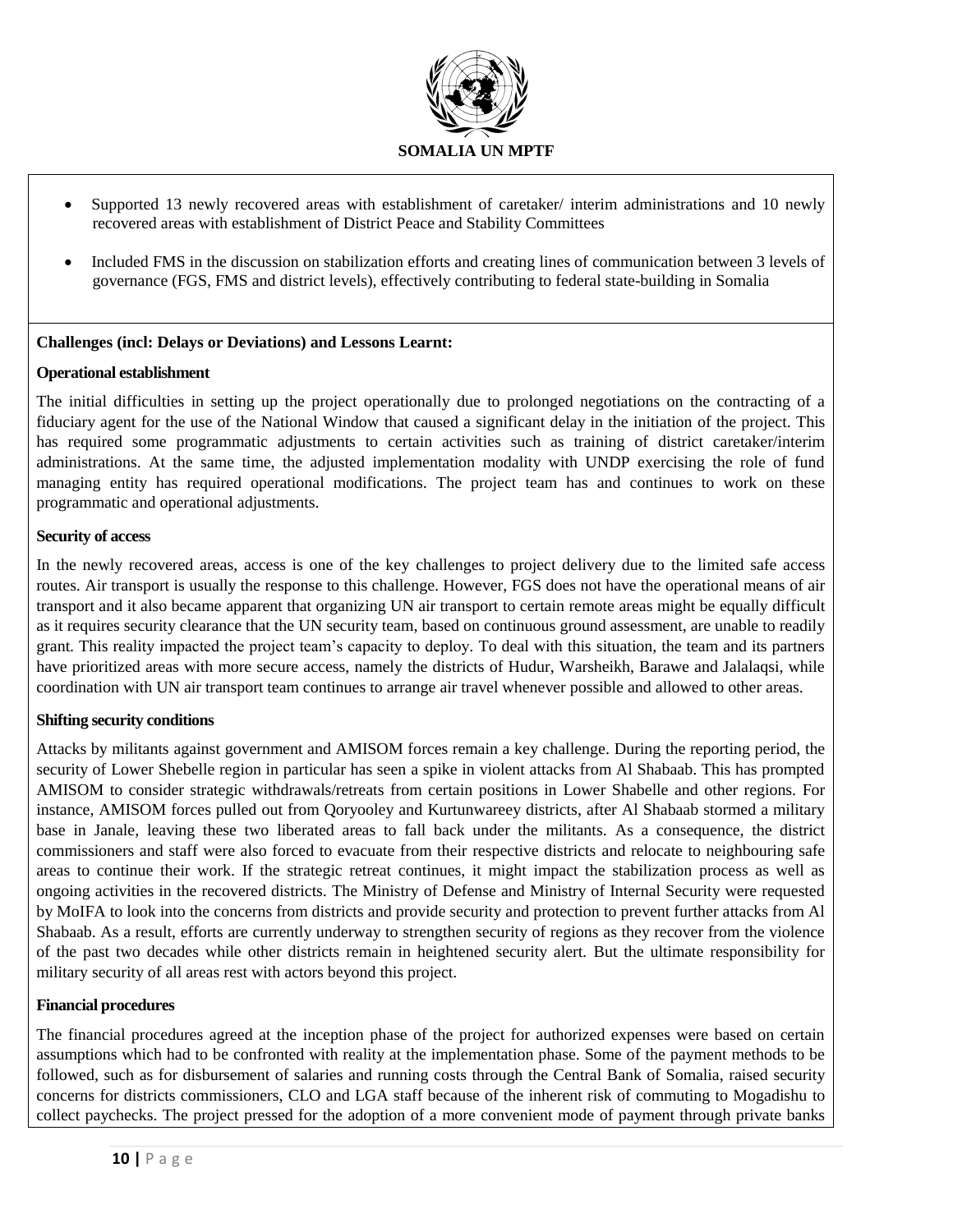- Supported 13 newly recovered areas with establishment of caretaker/ interim administrations and 10 newly recovered areas with establishment of District Peace and Stability Committees
- Included FMS in the discussion on stabilization efforts and creating lines of communication between 3 levels of governance (FGS, FMS and district levels), effectively contributing to federal state-building in Somalia

**Challenges (incl: Delays or Deviations) and Lessons Learnt:**

**Operational establishment**

The initial difficulties in setting up the project operationally due to prolonged negotiations on the contracting of a fiduciary agent for the use of the National Window that caused a significant delay in the initiation of the project. This has required some programmatic adjustments to certain activities such as training of district caretaker/interim administrations. At the same time, the adjusted implementation modality with UNDP exercising the role of fund managing entity has required operational modifications. The project team has and continues to work on these programmatic and operational adjustments.

**Security of access**

In the newly recovered areas, access is one of the key challenges to project delivery due to the limited safe access routes. Air transport is usually the response to this challenge. However, FGS does not have the operational means of air transport and it also became apparent that organizing UN air transport to certain remote areas might be equally difficult as it requires security clearance that the UN security team, based on continuous ground assessment, are unable to readily grant. This reality impacted the project team's capacity to deploy. To deal with this situation, the team and its partners have prioritized areas with more secure access, namely the districts of Hudur, Warsheikh, Barawe and Jalalaqsi, while coordination with UN air transport team continues to arrange air travel whenever possible and allowed to other areas.

**Shifting security conditions**

Attacks by militants against government and AMISOM forces remain a key challenge. During the reporting period, the security of Lower Shebelle region in particular has seen a spike in violent attacks from Al Shabaab. This has prompted AMISOM to consider strategic withdrawals/retreats from certain positions in Lower Shabelle and other regions. For instance, AMISOM forces pulled out from Qoryooley and Kurtunwareey districts, after Al Shabaab stormed a military base in Janale, leaving these two liberated areas to fall back under the militants. As a consequence, the district commissioners and staff were also forced to evacuate from their respective districts and relocate to neighbouring safe areas to continue their work. If the strategic retreat continues, it might impact the stabilization process as well as ongoing activities in the recovered districts. The Ministry of Defense and Ministry of Internal Security were requested by MoIFA to look into the concerns from districts and provide security and protection to prevent further attacks from Al Shabaab. As a result, efforts are currently underway to strengthen security of regions as they recover from the violence of the past two decades while other districts remain in heightened security alert. But the ultimate responsibility for military security of all areas rest with actors beyond this project.

**Financial procedures**

The financial procedures agreed at the inception phase of the project for authorized expenses were based on certain assumptions which had to be confronted with reality at the implementation phase. Some of the payment methods to be followed, such as for disbursement of salaries and running costs through the Central Bank of Somalia, raised security concerns for districts commissioners, CLO and LGA staff because of the inherent risk of commuting to Mogadishu to collect paychecks. The project pressed for the adoption of a more convenient mode of payment through private banks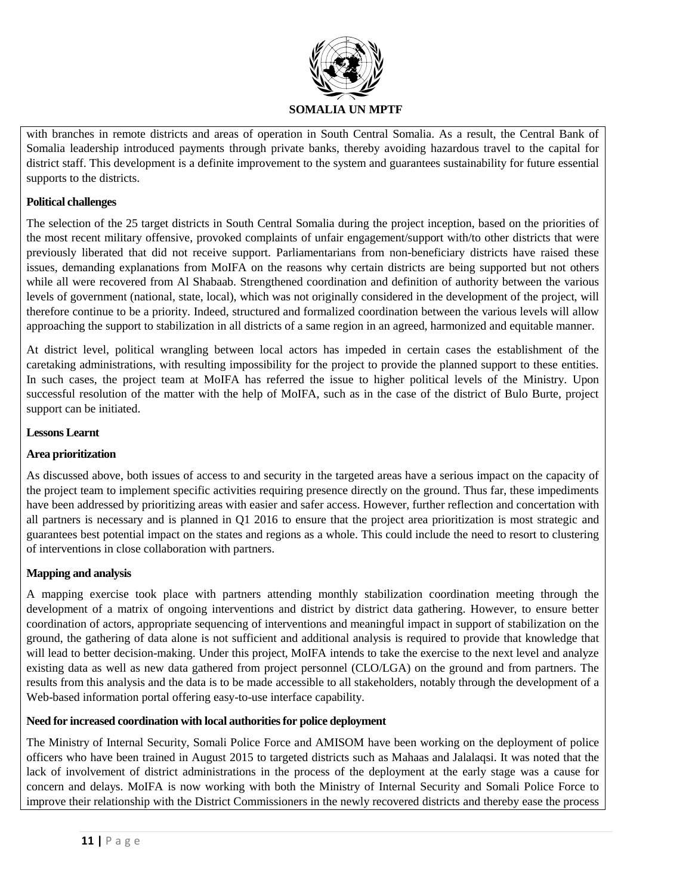with branches in remote districts and areas of operation in South Central Somalia. As a result, the Central Bank of Somalia leadership introduced payments through private banks, thereby avoiding hazardous travel to the capital for district staff. This development is a definite improvement to the system and guarantees sustainability for future essential supports to the districts.

**Political challenges**

The selection of the 25 target districts in South Central Somalia during the project inception, based on the priorities of the most recent military offensive, provoked complaints of unfair engagement/support with/to other districts that were previously liberated that did not receive support. Parliamentarians from non-beneficiary districts have raised these issues, demanding explanations from MoIFA on the reasons why certain districts are being supported but not others while all were recovered from Al Shabaab. Strengthened coordination and definition of authority between the various levels of government (national, state, local), which was not originally considered in the development of the project, will therefore continue to be a priority. Indeed, structured and formalized coordination between the various levels will allow approaching the support to stabilization in all districts of a same region in an agreed, harmonized and equitable manner.

At district level, political wrangling between local actors has impeded in certain cases the establishment of the caretaking administrations, with resulting impossibility for the project to provide the planned support to these entities. In such cases, the project team at MoIFA has referred the issue to higher political levels of the Ministry. Upon successful resolution of the matter with the help of MoIFA, such as in the case of the district of Bulo Burte, project support can be initiated.

**Lessons Learnt**

**Area prioritization**

As discussed above, both issues of access to and security in the targeted areas have a serious impact on the capacity of the project team to implement specific activities requiring presence directly on the ground. Thus far, these impediments have been addressed by prioritizing areas with easier and safer access. However, further reflection and concertation with all partners is necessary and is planned in Q1 2016 to ensure that the project area prioritization is most strategic and guarantees best potential impact on the states and regions as a whole. This could include the need to resort to clustering of interventions in close collaboration with partners.

**Mapping and analysis**

A mapping exercise took place with partners attending monthly stabilization coordination meeting through the development of a matrix of ongoing interventions and district by district data gathering. However, to ensure better coordination of actors, appropriate sequencing of interventions and meaningful impact in support of stabilization on the ground, the gathering of data alone is not sufficient and additional analysis is required to provide that knowledge that will lead to better decision-making. Under this project, MoIFA intends to take the exercise to the next level and analyze existing data as well as new data gathered from project personnel (CLO/LGA) on the ground and from partners. The results from this analysis and the data is to be made accessible to all stakeholders, notably through the development of a Web-based information portal offering easy-to-use interface capability.

**Need for increased coordination with local authorities for police deployment**

The Ministry of Internal Security, Somali Police Force and AMISOM have been working on the deployment of police officers who have been trained in August 2015 to targeted districts such as Mahaas and Jalalaqsi. It was noted that the lack of involvement of district administrations in the process of the deployment at the early stage was a cause for concern and delays. MoIFA is now working with both the Ministry of Internal Security and Somali Police Force to improve their relationship with the District Commissioners in the newly recovered districts and thereby ease the process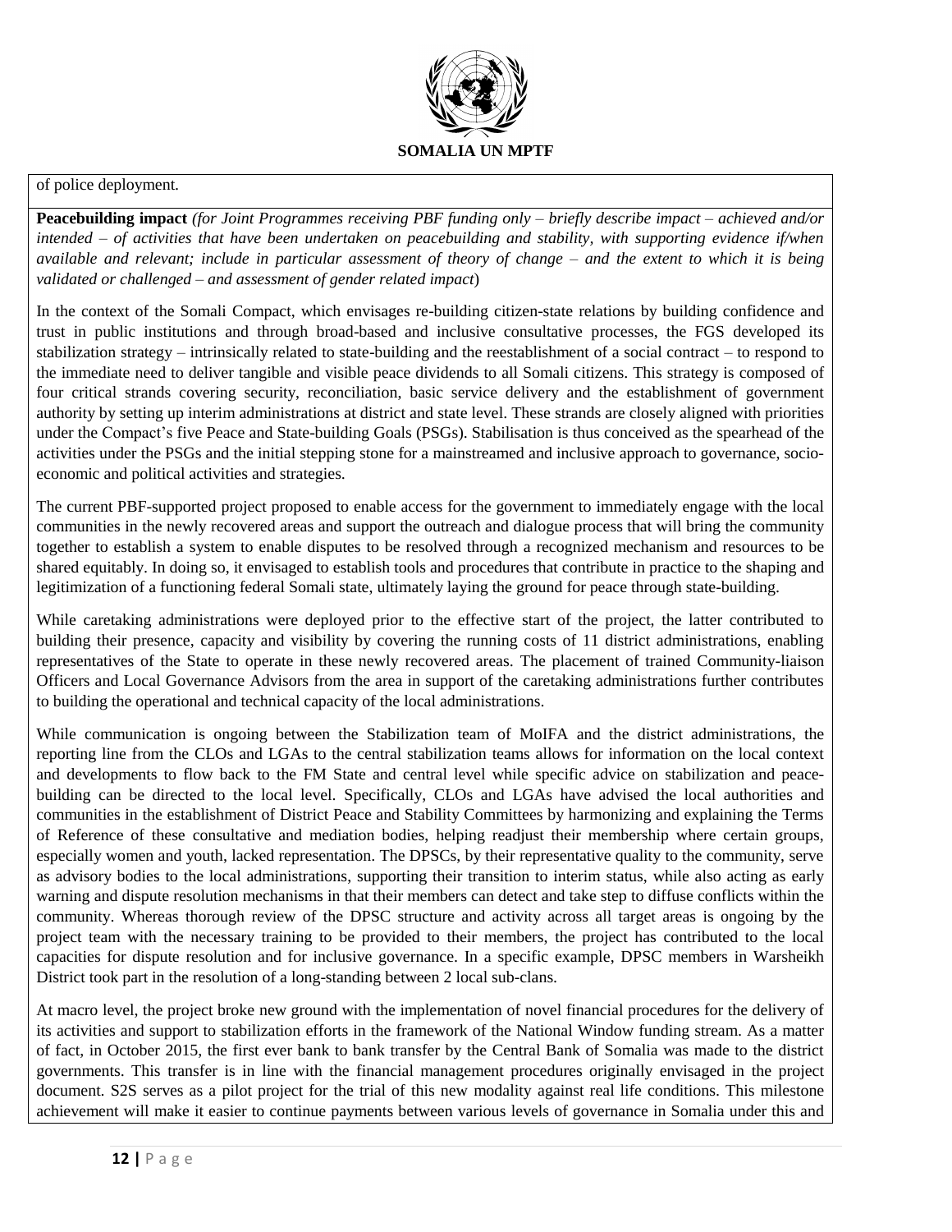of police deployment.

**Peacebuilding impact** *(for Joint Programmes receiving PBF funding only – briefly describe impact – achieved and/or intended – of activities that have been undertaken on peacebuilding and stability, with supporting evidence if/when available and relevant; include in particular assessment of theory of change – and the extent to which it is being validated or challenged – and assessment of gender related impact*)

In the context of the Somali Compact, which envisages re-building citizen-state relations by building confidence and trust in public institutions and through broad-based and inclusive consultative processes, the FGS developed its stabilization strategy – intrinsically related to state-building and the reestablishment of a social contract – to respond to the immediate need to deliver tangible and visible peace dividends to all Somali citizens. This strategy is composed of four critical strands covering security, reconciliation, basic service delivery and the establishment of government authority by setting up interim administrations at district and state level. These strands are closely aligned with priorities under the Compact's five Peace and State-building Goals (PSGs). Stabilisation is thus conceived as the spearhead of the activities under the PSGs and the initial stepping stone for a mainstreamed and inclusive approach to governance, socio-economic and political activities and strategies.

The current PBF-supported project proposed to enable access for the government to immediately engage with the local communities in the newly recovered areas and support the outreach and dialogue process that will bring the community together to establish a system to enable disputes to be resolved through a recognized mechanism and resources to be shared equitably. In doing so, it envisaged to establish tools and procedures that contribute in practice to the shaping and legitimization of a functioning federal Somali state, ultimately laying the ground for peace through state-building.

While caretaking administrations were deployed prior to the effective start of the project, the latter contributed to building their presence, capacity and visibility by covering the running costs of 11 district administrations, enabling representatives of the State to operate in these newly recovered areas. The placement of trained Community-liaison Officers and Local Governance Advisors from the area in support of the caretaking administrations further contributes to building the operational and technical capacity of the local administrations.

While communication is ongoing between the Stabilization team of MoIFA and the district administrations, the reporting line from the CLOs and LGAs to the central stabilization teams allows for information on the local context and developments to flow back to the FM State and central level while specific advice on stabilization and peace-building can be directed to the local level. Specifically, CLOs and LGAs have advised the local authorities and communities in the establishment of District Peace and Stability Committees by harmonizing and explaining the Terms of Reference of these consultative and mediation bodies, helping readjust their membership where certain groups, especially women and youth, lacked representation. The DPSCs, by their representative quality to the community, serve as advisory bodies to the local administrations, supporting their transition to interim status, while also acting as early warning and dispute resolution mechanisms in that their members can detect and take step to diffuse conflicts within the community. Whereas thorough review of the DPSC structure and activity across all target areas is ongoing by the project team with the necessary training to be provided to their members, the project has contributed to the local capacities for dispute resolution and for inclusive governance. In a specific example, DPSC members in Warsheikh District took part in the resolution of a long-standing between 2 local sub-clans.

At macro level, the project broke new ground with the implementation of novel financial procedures for the delivery of its activities and support to stabilization efforts in the framework of the National Window funding stream. As a matter of fact, in October 2015, the first ever bank to bank transfer by the Central Bank of Somalia was made to the district governments. This transfer is in line with the financial management procedures originally envisaged in the project document. S2S serves as a pilot project for the trial of this new modality against real life conditions. This milestone achievement will make it easier to continue payments between various levels of governance in Somalia under this and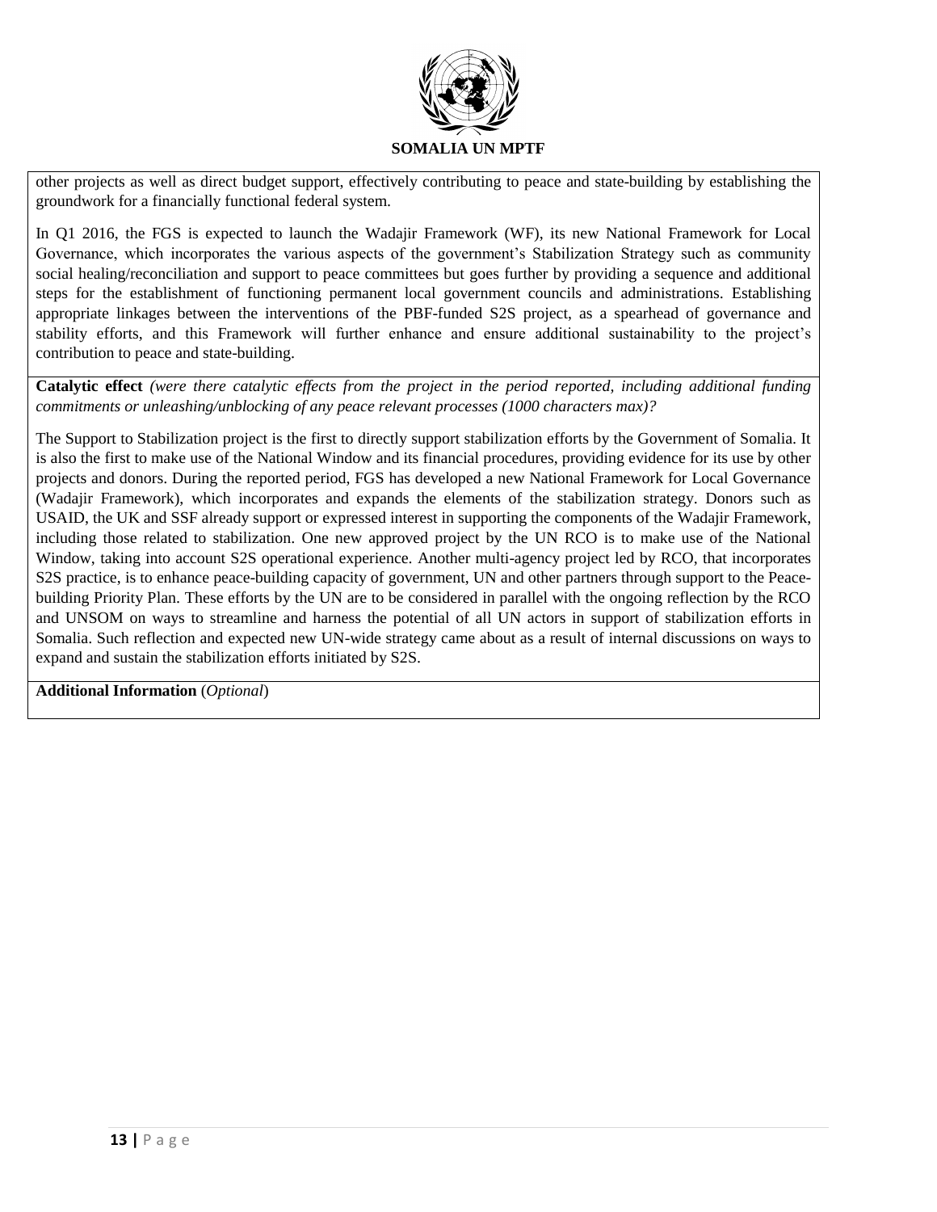other projects as well as direct budget support, effectively contributing to peace and state-building by establishing the groundwork for a financially functional federal system.

In Q1 2016, the FGS is expected to launch the Wadajir Framework (WF), its new National Framework for Local Governance, which incorporates the various aspects of the government's Stabilization Strategy such as community social healing/reconciliation and support to peace committees but goes further by providing a sequence and additional steps for the establishment of functioning permanent local government councils and administrations. Establishing appropriate linkages between the interventions of the PBF-funded S2S project, as a spearhead of governance and stability efforts, and this Framework will further enhance and ensure additional sustainability to the project's contribution to peace and state-building.

**Catalytic effect** *(were there catalytic effects from the project in the period reported, including additional funding commitments or unleashing/unblocking of any peace relevant processes (1000 characters max)?*

The Support to Stabilization project is the first to directly support stabilization efforts by the Government of Somalia. It is also the first to make use of the National Window and its financial procedures, providing evidence for its use by other projects and donors. During the reported period, FGS has developed a new National Framework for Local Governance (Wadajir Framework), which incorporates and expands the elements of the stabilization strategy. Donors such as USAID, the UK and SSF already support or expressed interest in supporting the components of the Wadajir Framework, including those related to stabilization. One new approved project by the UN RCO is to make use of the National Window, taking into account S2S operational experience. Another multi-agency project led by RCO, that incorporates S2S practice, is to enhance peace-building capacity of government, UN and other partners through support to the Peace-building Priority Plan. These efforts by the UN are to be considered in parallel with the ongoing reflection by the RCO and UNSOM on ways to streamline and harness the potential of all UN actors in support of stabilization efforts in Somalia. Such reflection and expected new UN-wide strategy came about as a result of internal discussions on ways to expand and sustain the stabilization efforts initiated by S2S.

**Additional Information** (*Optional*)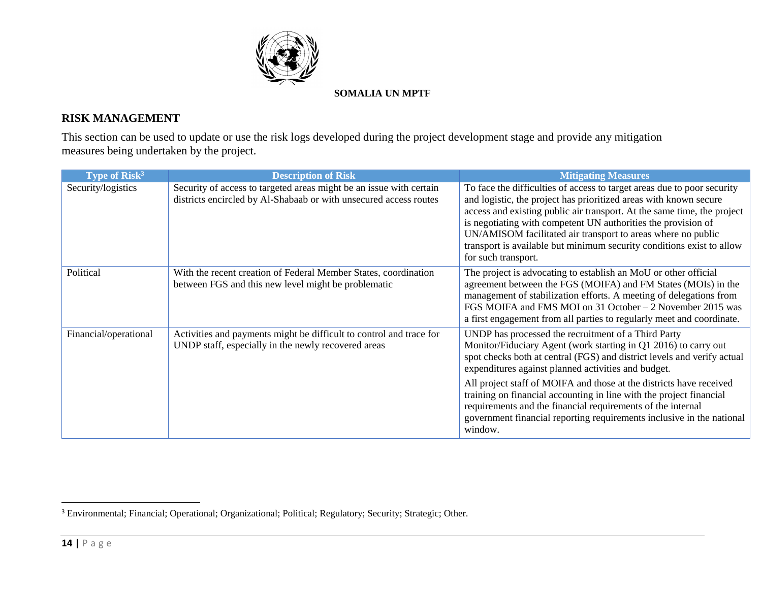**SOMALIA UN MPTF**

## RISK MANAGEMENT

This section can be used to update or use the risk logs developed during the project development stage and provide any mitigation measures being undertaken by the project.

| Type of Risk[3] | Description of Risk | Mitigating Measures |
|---|---|---|
| Security/logistics | Security of access to targeted areas might be an issue with certain districts encircled by Al-Shabaab or with unsecured access routes | To face the difficulties of access to target areas due to poor security and logistic, the project has prioritized areas with known secure access and existing public air transport. At the same time, the project is negotiating with competent UN authorities the provision of UN/AMISOM facilitated air transport to areas where no public transport is available but minimum security conditions exist to allow for such transport. |
| Political | With the recent creation of Federal Member States, coordination between FGS and this new level might be problematic | The project is advocating to establish an MoU or other official agreement between the FGS (MOIFA) and FM States (MOIs) in the management of stabilization efforts. A meeting of delegations from FGS MOIFA and FMS MOI on 31 October – 2 November 2015 was a first engagement from all parties to regularly meet and coordinate. |
| Financial/operational | Activities and payments might be difficult to control and trace for UNDP staff, especially in the newly recovered areas | UNDP has processed the recruitment of a Third Party Monitor/Fiduciary Agent (work starting in Q1 2016) to carry out spot checks both at central (FGS) and district levels and verify actual expenditures against planned activities and budget.<br><br>All project staff of MOIFA and those at the districts have received training on financial accounting in line with the project financial requirements and the financial requirements of the internal government financial reporting requirements inclusive in the national window. |

[3] Environmental; Financial; Operational; Organizational; Political; Regulatory; Security; Strategic; Other.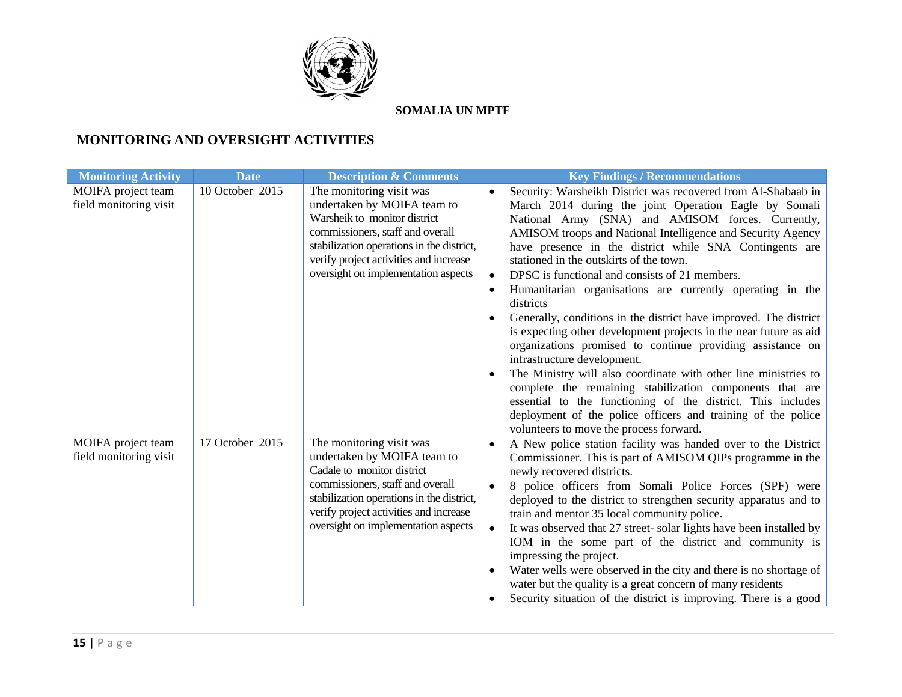**SOMALIA UN MPTF**

## MONITORING AND OVERSIGHT ACTIVITIES

| Monitoring Activity | Date | Description & Comments | Key Findings / Recommendations |
|---|---|---|---|
| MOIFA project team field monitoring visit | 10 October 2015 | The monitoring visit was undertaken by MOIFA team to Warsheik to monitor district commissioners, staff and overall stabilization operations in the district, verify project activities and increase oversight on implementation aspects | • Security: Warsheikh District was recovered from Al-Shabaab in March 2014 during the joint Operation Eagle by Somali National Army (SNA) and AMISOM forces. Currently, AMISOM troops and National Intelligence and Security Agency have presence in the district while SNA Contingents are stationed in the outskirts of the town.<br>• DPSC is functional and consists of 21 members.<br>• Humanitarian organisations are currently operating in the districts<br>• Generally, conditions in the district have improved. The district is expecting other development projects in the near future as aid organizations promised to continue providing assistance on infrastructure development.<br>• The Ministry will also coordinate with other line ministries to complete the remaining stabilization components that are essential to the functioning of the district. This includes deployment of the police officers and training of the police volunteers to move the process forward. |
| MOIFA project team field monitoring visit | 17 October 2015 | The monitoring visit was undertaken by MOIFA team to Cadale to monitor district commissioners, staff and overall stabilization operations in the district, verify project activities and increase oversight on implementation aspects | • A New police station facility was handed over to the District Commissioner. This is part of AMISOM QIPs programme in the newly recovered districts.<br>• 8 police officers from Somali Police Forces (SPF) were deployed to the district to strengthen security apparatus and to train and mentor 35 local community police.<br>• It was observed that 27 street- solar lights have been installed by IOM in the some part of the district and community is impressing the project.<br>• Water wells were observed in the city and there is no shortage of water but the quality is a great concern of many residents<br>• Security situation of the district is improving. There is a good |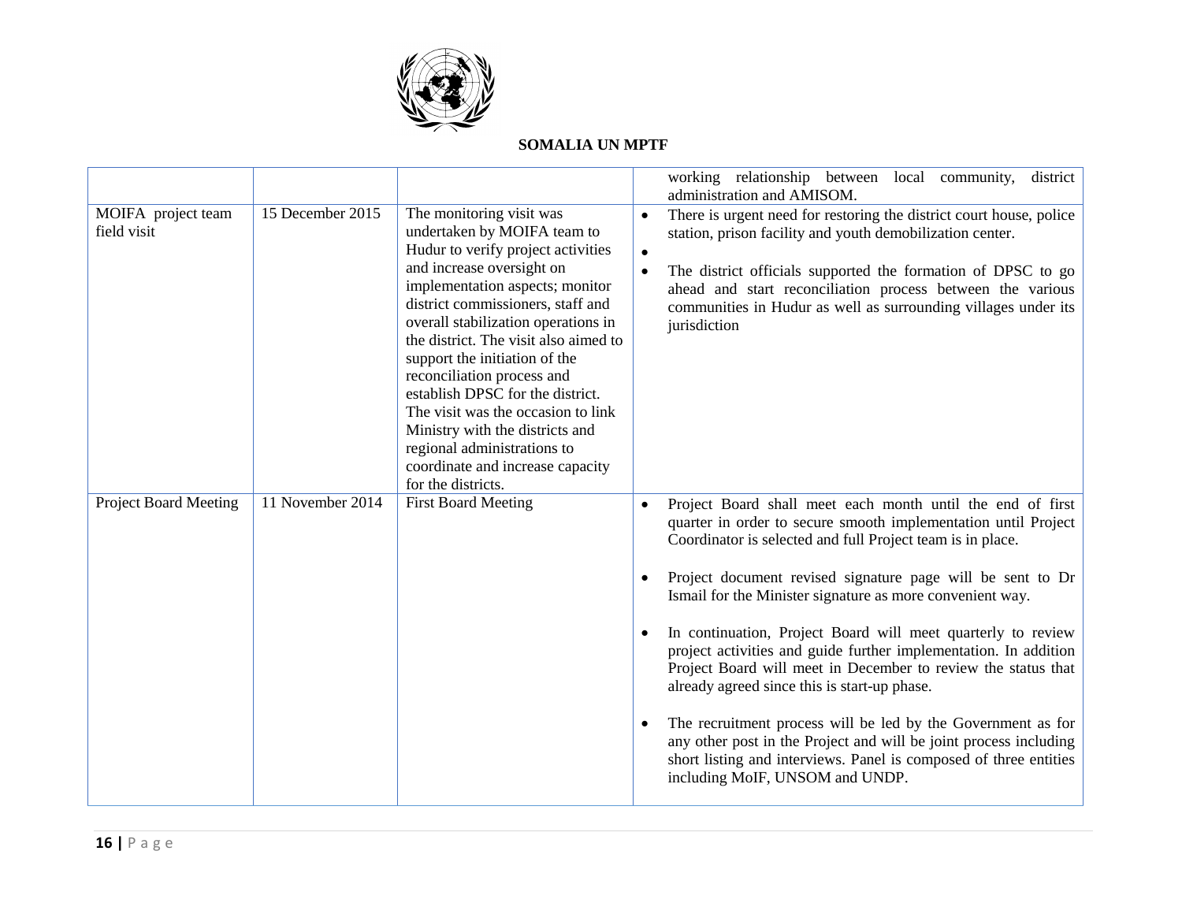**SOMALIA UN MPTF**

| | | | |
|---|---|---|---|
| | | | working relationship between local community, district administration and AMISOM. |
| MOIFA project team field visit | 15 December 2015 | The monitoring visit was undertaken by MOIFA team to Hudur to verify project activities and increase oversight on implementation aspects; monitor district commissioners, staff and overall stabilization operations in the district. The visit also aimed to support the initiation of the reconciliation process and establish DPSC for the district. The visit was the occasion to link Ministry with the districts and regional administrations to coordinate and increase capacity for the districts. | • There is urgent need for restoring the district court house, police station, prison facility and youth demobilization center.<br>•<br>• The district officials supported the formation of DPSC to go ahead and start reconciliation process between the various communities in Hudur as well as surrounding villages under its jurisdiction |
| Project Board Meeting | 11 November 2014 | First Board Meeting | • Project Board shall meet each month until the end of first quarter in order to secure smooth implementation until Project Coordinator is selected and full Project team is in place.<br><br>• Project document revised signature page will be sent to Dr Ismail for the Minister signature as more convenient way.<br><br>• In continuation, Project Board will meet quarterly to review project activities and guide further implementation. In addition Project Board will meet in December to review the status that already agreed since this is start-up phase.<br><br>• The recruitment process will be led by the Government as for any other post in the Project and will be joint process including short listing and interviews. Panel is composed of three entities including MoIF, UNSOM and UNDP. |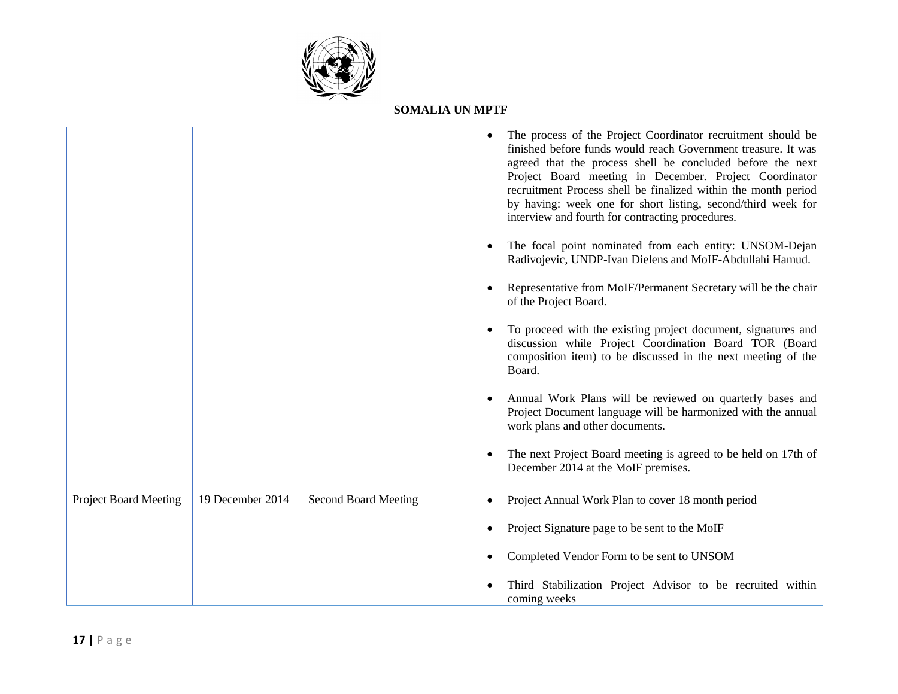**SOMALIA UN MPTF**

| | | | |
|---|---|---|---|
| | | | • The process of the Project Coordinator recruitment should be finished before funds would reach Government treasure. It was agreed that the process shell be concluded before the next Project Board meeting in December. Project Coordinator recruitment Process shell be finalized within the month period by having: week one for short listing, second/third week for interview and fourth for contracting procedures.<br><br>• The focal point nominated from each entity: UNSOM-Dejan Radivojevic, UNDP-Ivan Dielens and MoIF-Abdullahi Hamud.<br><br>• Representative from MoIF/Permanent Secretary will be the chair of the Project Board.<br><br>• To proceed with the existing project document, signatures and discussion while Project Coordination Board TOR (Board composition item) to be discussed in the next meeting of the Board.<br><br>• Annual Work Plans will be reviewed on quarterly bases and Project Document language will be harmonized with the annual work plans and other documents.<br><br>• The next Project Board meeting is agreed to be held on 17th of December 2014 at the MoIF premises. |
| Project Board Meeting | 19 December 2014 | Second Board Meeting | • Project Annual Work Plan to cover 18 month period<br><br>• Project Signature page to be sent to the MoIF<br><br>• Completed Vendor Form to be sent to UNSOM<br><br>• Third Stabilization Project Advisor to be recruited within coming weeks |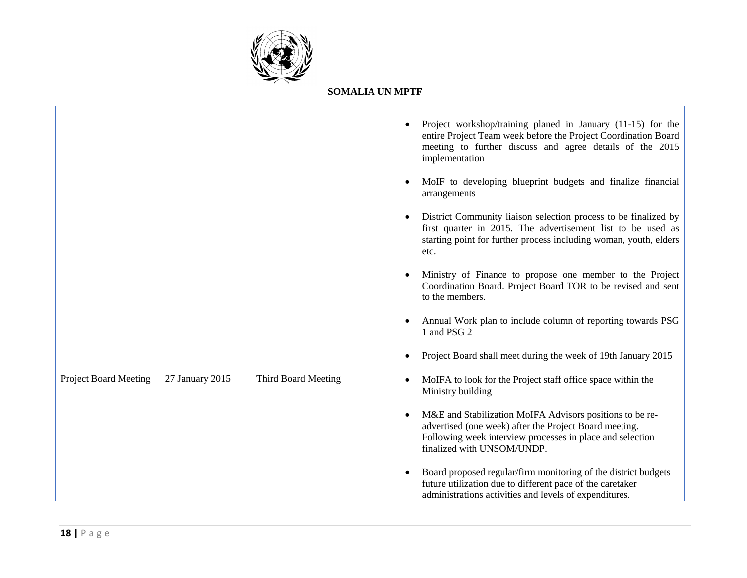**SOMALIA UN MPTF**

| | | | |
|---|---|---|---|
| | | | • Project workshop/training planed in January (11-15) for the entire Project Team week before the Project Coordination Board meeting to further discuss and agree details of the 2015 implementation<br><br>• MoIF to developing blueprint budgets and finalize financial arrangements<br><br>• District Community liaison selection process to be finalized by first quarter in 2015. The advertisement list to be used as starting point for further process including woman, youth, elders etc.<br><br>• Ministry of Finance to propose one member to the Project Coordination Board. Project Board TOR to be revised and sent to the members.<br><br>• Annual Work plan to include column of reporting towards PSG 1 and PSG 2<br><br>• Project Board shall meet during the week of 19th January 2015 |
| Project Board Meeting | 27 January 2015 | Third Board Meeting | • MoIFA to look for the Project staff office space within the Ministry building<br><br>• M&E and Stabilization MoIFA Advisors positions to be re-advertised (one week) after the Project Board meeting. Following week interview processes in place and selection finalized with UNSOM/UNDP.<br><br>• Board proposed regular/firm monitoring of the district budgets future utilization due to different pace of the caretaker administrations activities and levels of expenditures. |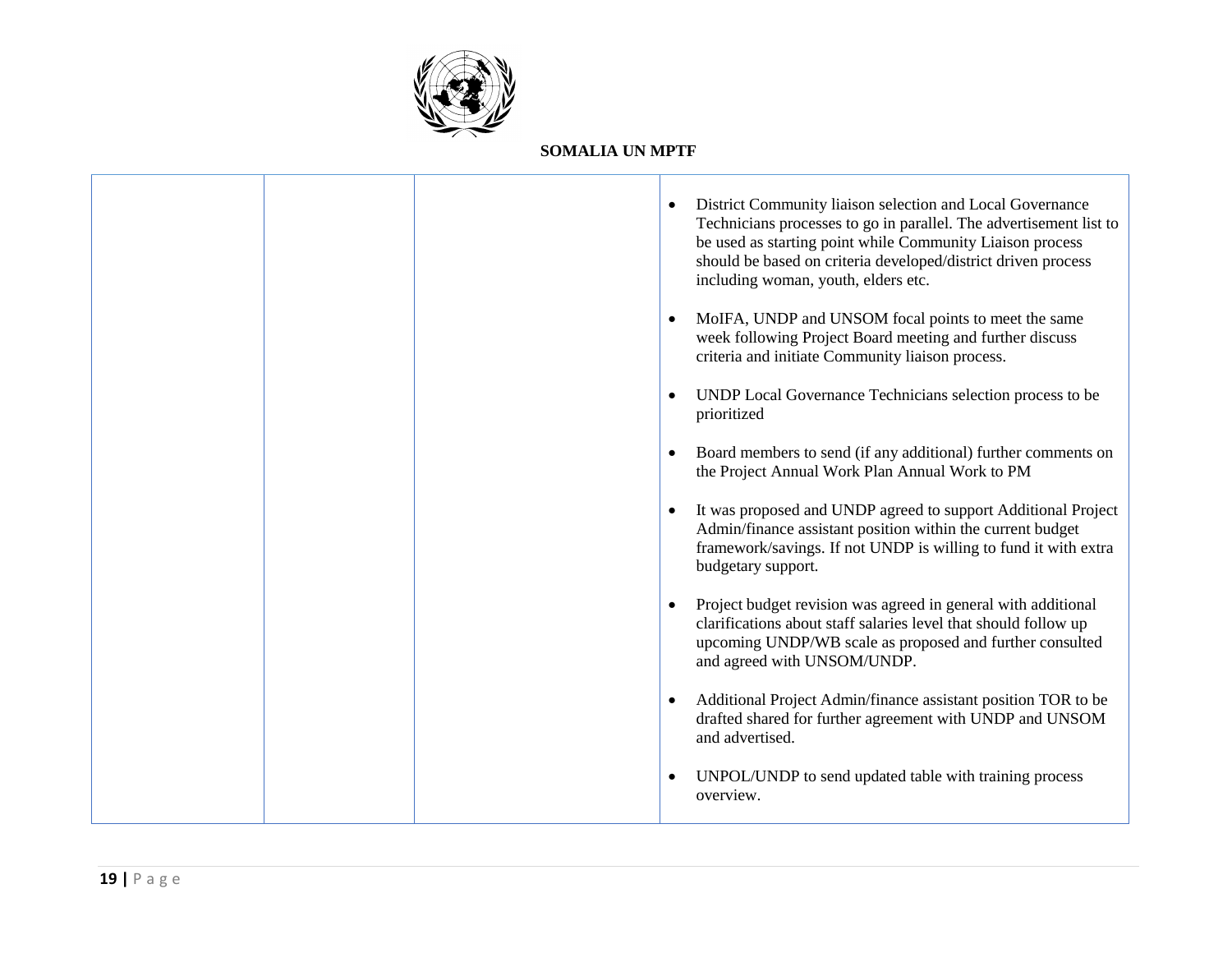**SOMALIA UN MPTF**

| | | | |
|---|---|---|---|
| | | | • District Community liaison selection and Local Governance Technicians processes to go in parallel. The advertisement list to be used as starting point while Community Liaison process should be based on criteria developed/district driven process including woman, youth, elders etc.<br><br>• MoIFA, UNDP and UNSOM focal points to meet the same week following Project Board meeting and further discuss criteria and initiate Community liaison process.<br><br>• UNDP Local Governance Technicians selection process to be prioritized<br><br>• Board members to send (if any additional) further comments on the Project Annual Work Plan Annual Work to PM<br><br>• It was proposed and UNDP agreed to support Additional Project Admin/finance assistant position within the current budget framework/savings. If not UNDP is willing to fund it with extra budgetary support.<br><br>• Project budget revision was agreed in general with additional clarifications about staff salaries level that should follow up upcoming UNDP/WB scale as proposed and further consulted and agreed with UNSOM/UNDP.<br><br>• Additional Project Admin/finance assistant position TOR to be drafted shared for further agreement with UNDP and UNSOM and advertised.<br><br>• UNPOL/UNDP to send updated table with training process overview. |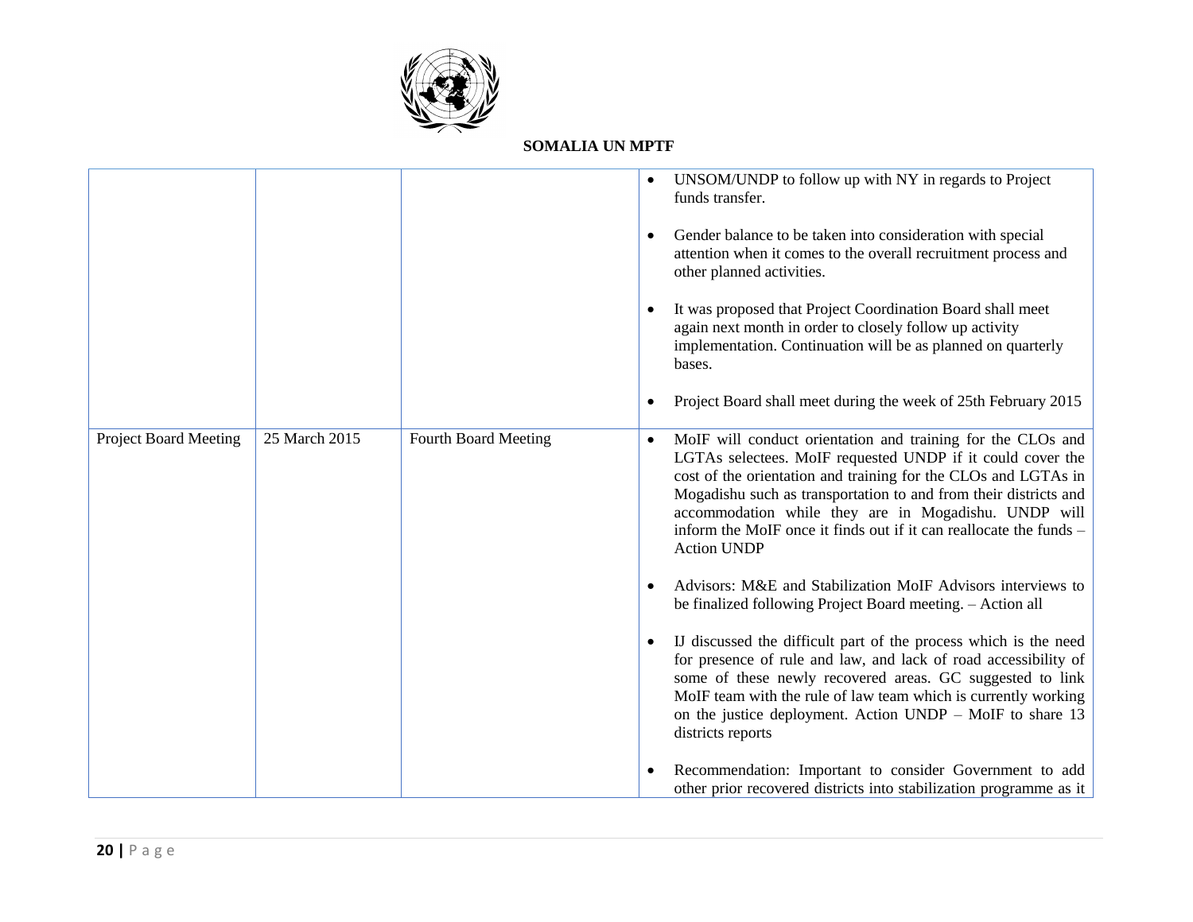**SOMALIA UN MPTF**

| | | | |
|---|---|---|---|
| | | | • UNSOM/UNDP to follow up with NY in regards to Project funds transfer.<br><br>• Gender balance to be taken into consideration with special attention when it comes to the overall recruitment process and other planned activities.<br><br>• It was proposed that Project Coordination Board shall meet again next month in order to closely follow up activity implementation. Continuation will be as planned on quarterly bases.<br><br>• Project Board shall meet during the week of 25th February 2015 |
| Project Board Meeting | 25 March 2015 | Fourth Board Meeting | • MoIF will conduct orientation and training for the CLOs and LGTAs selectees. MoIF requested UNDP if it could cover the cost of the orientation and training for the CLOs and LGTAs in Mogadishu such as transportation to and from their districts and accommodation while they are in Mogadishu. UNDP will inform the MoIF once it finds out if it can reallocate the funds – Action UNDP<br><br>• Advisors: M&E and Stabilization MoIF Advisors interviews to be finalized following Project Board meeting. – Action all<br><br>• IJ discussed the difficult part of the process which is the need for presence of rule and law, and lack of road accessibility of some of these newly recovered areas. GC suggested to link MoIF team with the rule of law team which is currently working on the justice deployment. Action UNDP – MoIF to share 13 districts reports<br><br>• Recommendation: Important to consider Government to add other prior recovered districts into stabilization programme as it |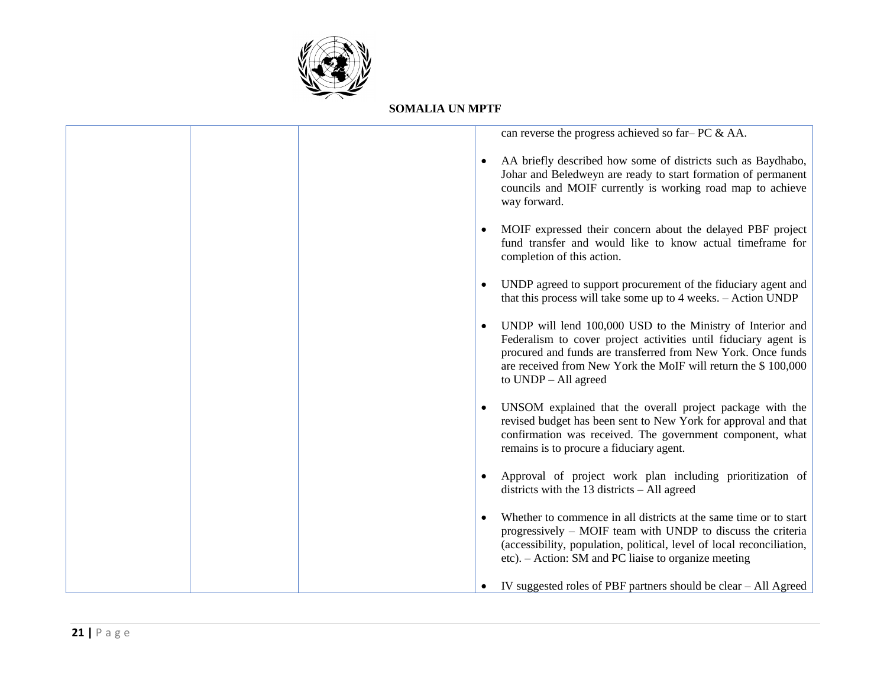| | | | can reverse the progress achieved so far– PC & AA.<br><br>• AA briefly described how some of districts such as Baydhabo, Johar and Beledweyn are ready to start formation of permanent councils and MOIF currently is working road map to achieve way forward.<br><br>• MOIF expressed their concern about the delayed PBF project fund transfer and would like to know actual timeframe for completion of this action.<br><br>• UNDP agreed to support procurement of the fiduciary agent and that this process will take some up to 4 weeks. – Action UNDP<br><br>• UNDP will lend 100,000 USD to the Ministry of Interior and Federalism to cover project activities until fiduciary agent is procured and funds are transferred from New York. Once funds are received from New York the MoIF will return the $ 100,000 to UNDP – All agreed<br><br>• UNSOM explained that the overall project package with the revised budget has been sent to New York for approval and that confirmation was received. The government component, what remains is to procure a fiduciary agent.<br><br>• Approval of project work plan including prioritization of districts with the 13 districts – All agreed<br><br>• Whether to commence in all districts at the same time or to start progressively – MOIF team with UNDP to discuss the criteria (accessibility, population, political, level of local reconciliation, etc). – Action: SM and PC liaise to organize meeting<br><br>• IV suggested roles of PBF partners should be clear – All Agreed |
|---|---|---|---|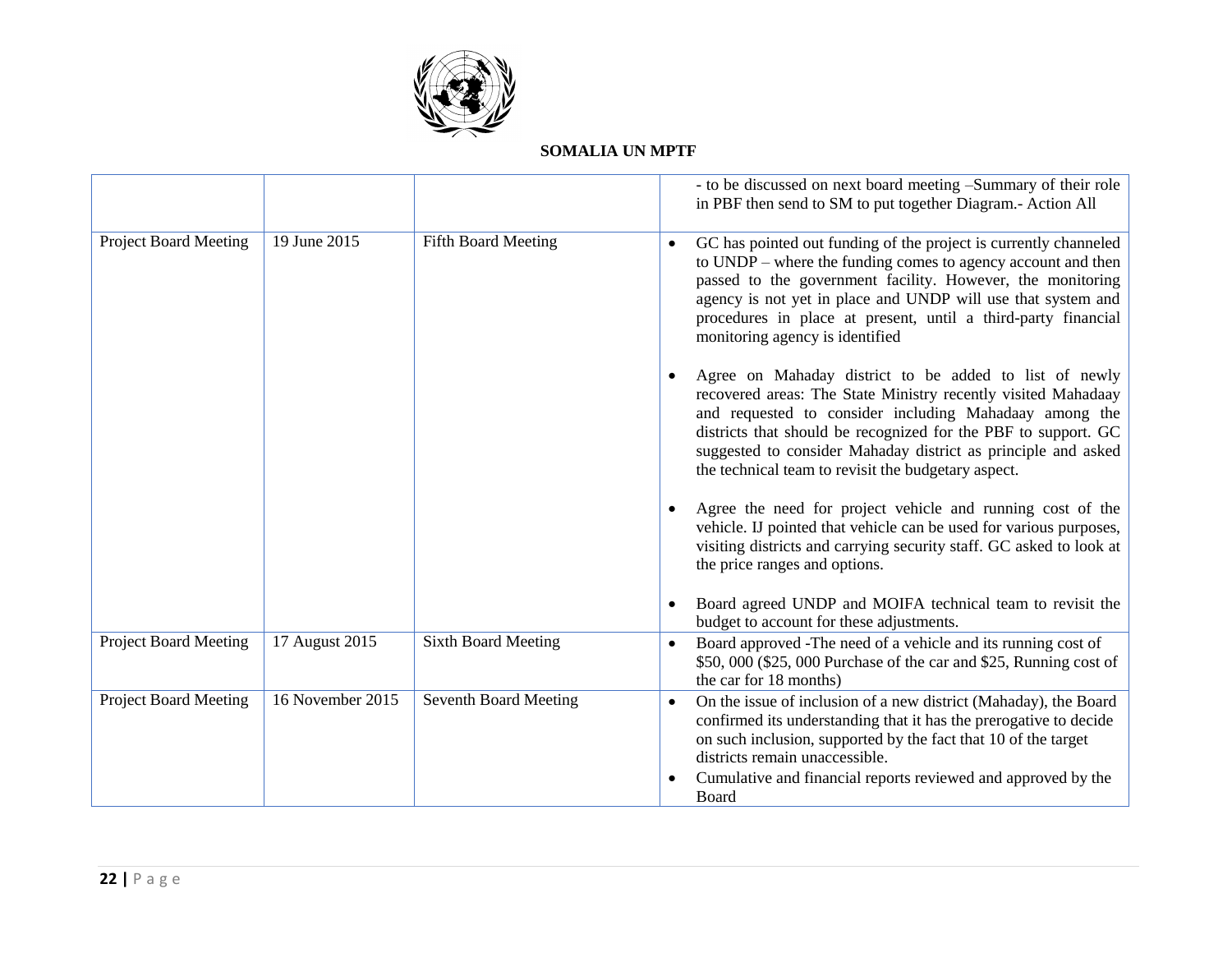**SOMALIA UN MPTF**

| | | | |
|---|---|---|---|
| | | | - to be discussed on next board meeting –Summary of their role in PBF then send to SM to put together Diagram.- Action All |
| Project Board Meeting | 19 June 2015 | Fifth Board Meeting | • GC has pointed out funding of the project is currently channeled to UNDP – where the funding comes to agency account and then passed to the government facility. However, the monitoring agency is not yet in place and UNDP will use that system and procedures in place at present, until a third-party financial monitoring agency is identified<br><br>• Agree on Mahaday district to be added to list of newly recovered areas: The State Ministry recently visited Mahadaay and requested to consider including Mahadaay among the districts that should be recognized for the PBF to support. GC suggested to consider Mahaday district as principle and asked the technical team to revisit the budgetary aspect.<br><br>• Agree the need for project vehicle and running cost of the vehicle. IJ pointed that vehicle can be used for various purposes, visiting districts and carrying security staff. GC asked to look at the price ranges and options.<br><br>• Board agreed UNDP and MOIFA technical team to revisit the budget to account for these adjustments. |
| Project Board Meeting | 17 August 2015 | Sixth Board Meeting | • Board approved -The need of a vehicle and its running cost of \$50, 000 (\$25, 000 Purchase of the car and \$25, Running cost of the car for 18 months) |
| Project Board Meeting | 16 November 2015 | Seventh Board Meeting | • On the issue of inclusion of a new district (Mahaday), the Board confirmed its understanding that it has the prerogative to decide on such inclusion, supported by the fact that 10 of the target districts remain unaccessible.<br>• Cumulative and financial reports reviewed and approved by the Board |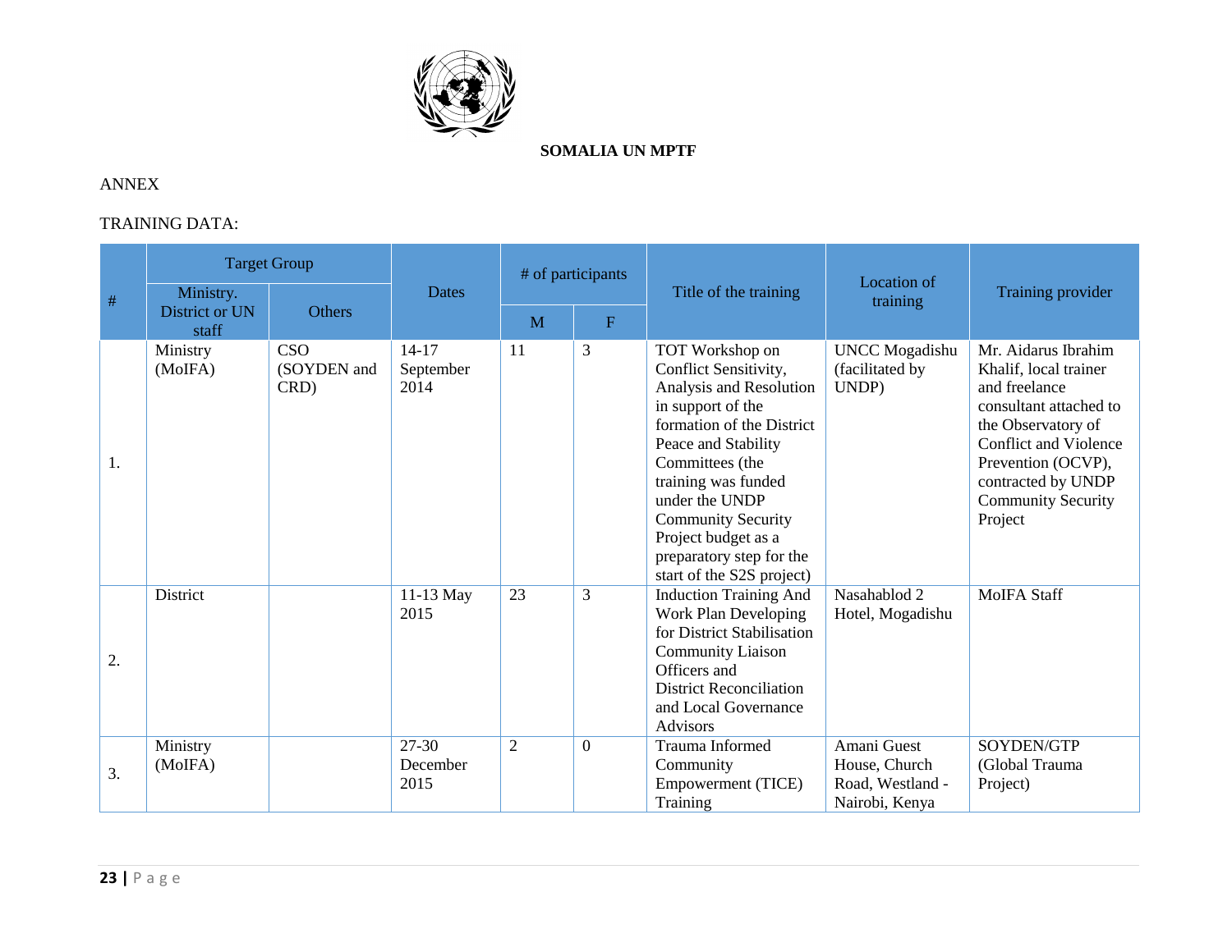**SOMALIA UN MPTF**

ANNEX

TRAINING DATA:

| # | Target Group | | Dates | # of participants | | Title of the training | Location of training | Training provider |
|---|---|---|---|---|---|---|---|---|
| | Ministry. District or UN staff | Others | | M | F | | | |
| 1. | Ministry (MoIFA) | CSO (SOYDEN and CRD) | 14-17 September 2014 | 11 | 3 | TOT Workshop on Conflict Sensitivity, Analysis and Resolution in support of the formation of the District Peace and Stability Committees (the training was funded under the UNDP Community Security Project budget as a preparatory step for the start of the S2S project) | UNCC Mogadishu (facilitated by UNDP) | Mr. Aidarus Ibrahim Khalif, local trainer and freelance consultant attached to the Observatory of Conflict and Violence Prevention (OCVP), contracted by UNDP Community Security Project |
| 2. | District | | 11-13 May 2015 | 23 | 3 | Induction Training And Work Plan Developing for District Stabilisation Community Liaison Officers and District Reconciliation and Local Governance Advisors | Nasahablod 2 Hotel, Mogadishu | MoIFA Staff |
| 3. | Ministry (MoIFA) | | 27-30 December 2015 | 2 | 0 | Trauma Informed Community Empowerment (TICE) Training | Amani Guest House, Church Road, Westland - Nairobi, Kenya | SOYDEN/GTP (Global Trauma Project) |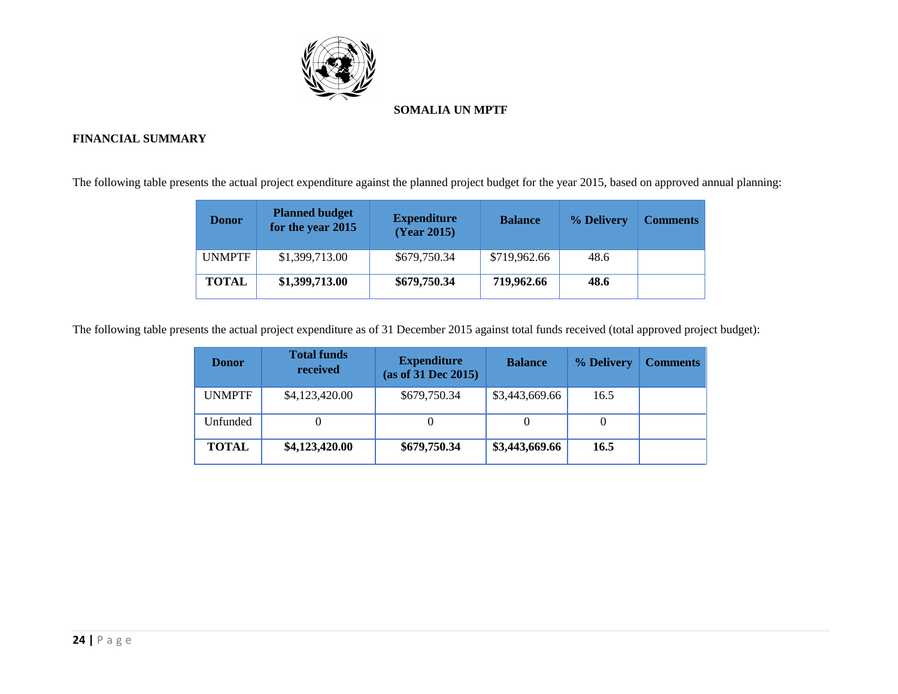**SOMALIA UN MPTF**

**FINANCIAL SUMMARY**

The following table presents the actual project expenditure against the planned project budget for the year 2015, based on approved annual planning:

| Donor | Planned budget for the year 2015 | Expenditure (Year 2015) | Balance | % Delivery | Comments |
|---|---|---|---|---|---|
| UNMPTF | $1,399,713.00 | $679,750.34 | $719,962.66 | 48.6 | |
| **TOTAL** | **$1,399,713.00** | **$679,750.34** | **719,962.66** | **48.6** | |

The following table presents the actual project expenditure as of 31 December 2015 against total funds received (total approved project budget):

| Donor | Total funds received | Expenditure (as of 31 Dec 2015) | Balance | % Delivery | Comments |
|---|---|---|---|---|---|
| UNMPTF | $4,123,420.00 | $679,750.34 | $3,443,669.66 | 16.5 | |
| Unfunded | 0 | 0 | 0 | 0 | |
| **TOTAL** | **$4,123,420.00** | **$679,750.34** | **$3,443,669.66** | **16.5** | |